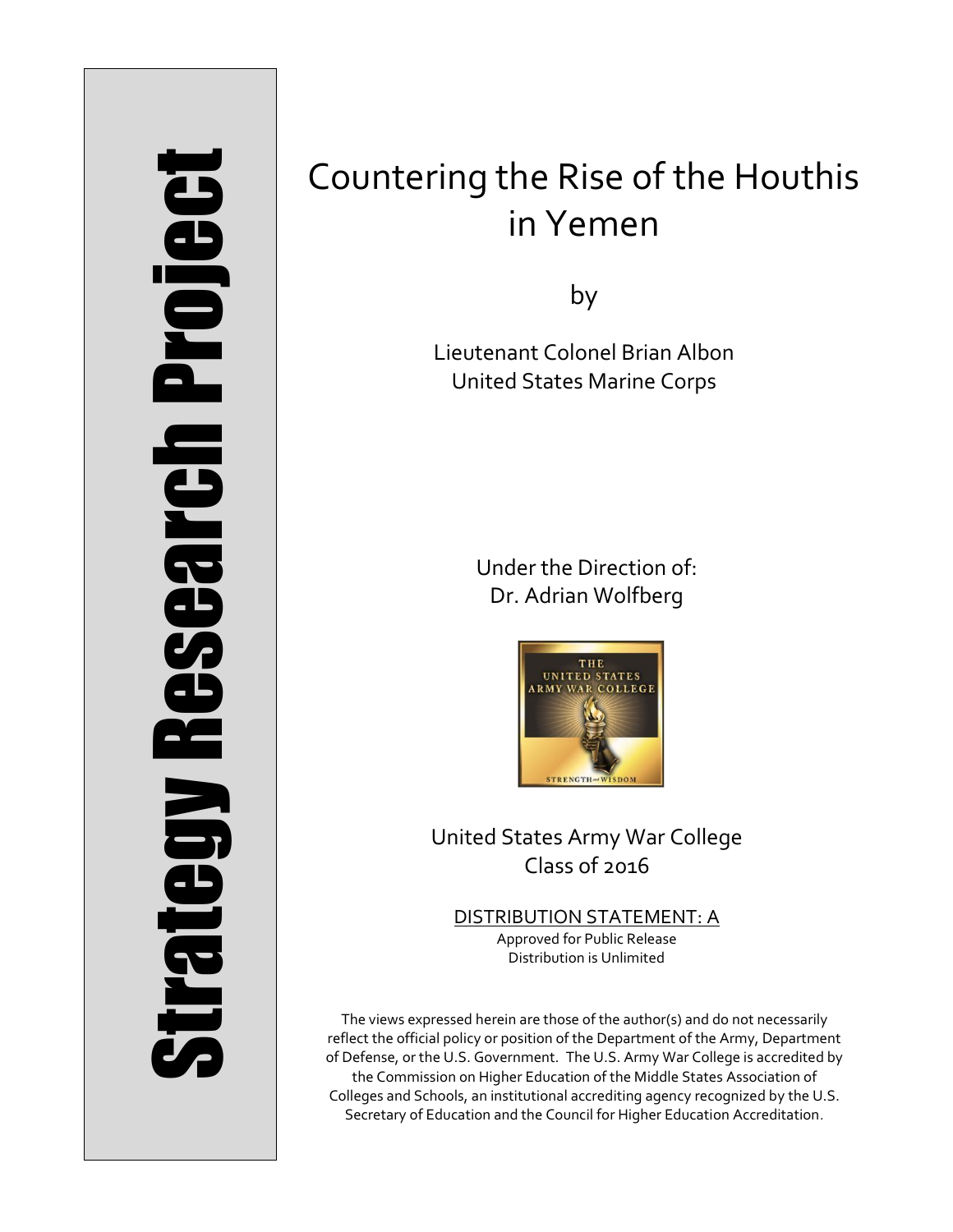Strategy Research Project

# Countering the Rise of the Houthis in Yemen

by

Lieutenant Colonel Brian Albon
United States Marine Corps

Under the Direction of:
Dr. Adrian Wolfberg

United States Army War College
Class of 2016

DISTRIBUTION STATEMENT: A
Approved for Public Release
Distribution is Unlimited

The views expressed herein are those of the author(s) and do not necessarily reflect the official policy or position of the Department of the Army, Department of Defense, or the U.S. Government. The U.S. Army War College is accredited by the Commission on Higher Education of the Middle States Association of Colleges and Schools, an institutional accrediting agency recognized by the U.S. Secretary of Education and the Council for Higher Education Accreditation.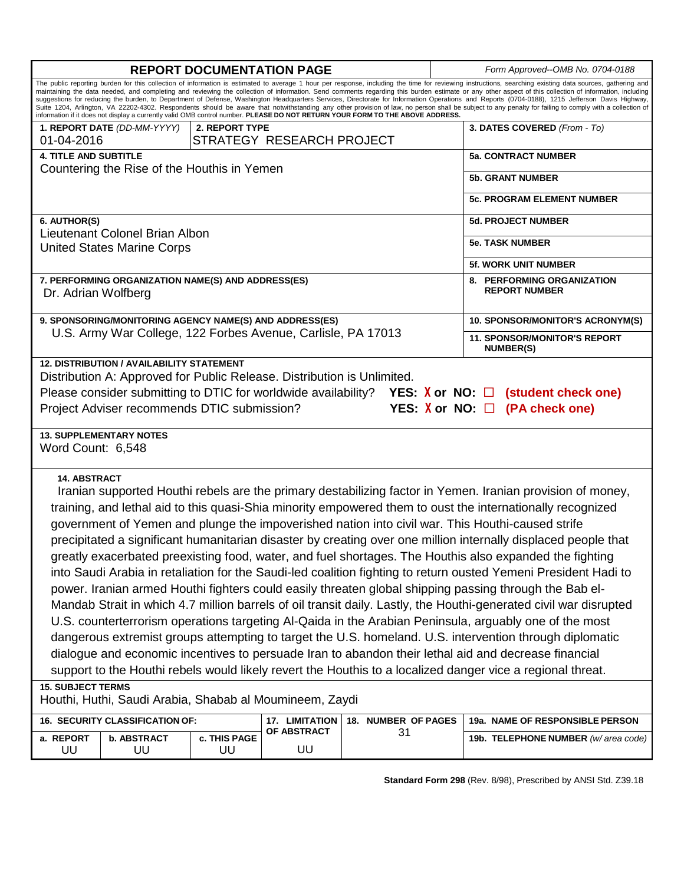# REPORT DOCUMENTATION PAGE

*Form Approved--OMB No. 0704-0188*

The public reporting burden for this collection of information is estimated to average 1 hour per response, including the time for reviewing instructions, searching existing data sources, gathering and maintaining the data needed, and completing and reviewing the collection of information. Send comments regarding this burden estimate or any other aspect of this collection of information, including suggestions for reducing the burden, to Department of Defense, Washington Headquarters Services, Directorate for Information Operations and Reports (0704-0188), 1215 Jefferson Davis Highway, Suite 1204, Arlington, VA 22202-4302. Respondents should be aware that notwithstanding any other provision of law, no person shall be subject to any penalty for failing to comply with a collection of information if it does not display a currently valid OMB control number. **PLEASE DO NOT RETURN YOUR FORM TO THE ABOVE ADDRESS.**

| | |
|---|---|
| **1. REPORT DATE** *(DD-MM-YYYY)* 01-04-2016 | **2. REPORT TYPE** STRATEGY RESEARCH PROJECT |
| **3. DATES COVERED** *(From - To)* | |
| **4. TITLE AND SUBTITLE** Countering the Rise of the Houthis in Yemen | **5a. CONTRACT NUMBER** |
| | **5b. GRANT NUMBER** |
| | **5c. PROGRAM ELEMENT NUMBER** |
| **6. AUTHOR(S)** Lieutenant Colonel Brian Albon, United States Marine Corps | **5d. PROJECT NUMBER** |
| | **5e. TASK NUMBER** |
| | **5f. WORK UNIT NUMBER** |
| **7. PERFORMING ORGANIZATION NAME(S) AND ADDRESS(ES)** Dr. Adrian Wolfberg | **8. PERFORMING ORGANIZATION REPORT NUMBER** |
| **9. SPONSORING/MONITORING AGENCY NAME(S) AND ADDRESS(ES)** U.S. Army War College, 122 Forbes Avenue, Carlisle, PA 17013 | **10. SPONSOR/MONITOR'S ACRONYM(S)** |
| | **11. SPONSOR/MONITOR'S REPORT NUMBER(S)** |

**12. DISTRIBUTION / AVAILABILITY STATEMENT**

Distribution A: Approved for Public Release. Distribution is Unlimited.

Please consider submitting to DTIC for worldwide availability? **YES: X or NO: ☐ (student check one)**

Project Adviser recommends DTIC submission? **YES: X or NO: ☐ (PA check one)**

**13. SUPPLEMENTARY NOTES**

Word Count: 6,548

**14. ABSTRACT**

Iranian supported Houthi rebels are the primary destabilizing factor in Yemen. Iranian provision of money, training, and lethal aid to this quasi-Shia minority empowered them to oust the internationally recognized government of Yemen and plunge the impoverished nation into civil war. This Houthi-caused strife precipitated a significant humanitarian disaster by creating over one million internally displaced people that greatly exacerbated preexisting food, water, and fuel shortages. The Houthis also expanded the fighting into Saudi Arabia in retaliation for the Saudi-led coalition fighting to return ousted Yemeni President Hadi to power. Iranian armed Houthi fighters could easily threaten global shipping passing through the Bab el-Mandab Strait in which 4.7 million barrels of oil transit daily. Lastly, the Houthi-generated civil war disrupted U.S. counterterrorism operations targeting Al-Qaida in the Arabian Peninsula, arguably one of the most dangerous extremist groups attempting to target the U.S. homeland. U.S. intervention through diplomatic dialogue and economic incentives to persuade Iran to abandon their lethal aid and decrease financial support to the Houthi rebels would likely revert the Houthis to a localized danger vice a regional threat.

**15. SUBJECT TERMS**

Houthi, Huthi, Saudi Arabia, Shabab al Moumineem, Zaydi

| **16. SECURITY CLASSIFICATION OF:** | | | **17. LIMITATION OF ABSTRACT** | **18. NUMBER OF PAGES** | **19a. NAME OF RESPONSIBLE PERSON** |
|---|---|---|---|---|---|
| **a. REPORT** | **b. ABSTRACT** | **c. THIS PAGE** | | | **19b. TELEPHONE NUMBER** *(w/ area code)* |
| UU | UU | UU | UU | 31 | |

**Standard Form 298** (Rev. 8/98), Prescribed by ANSI Std. Z39.18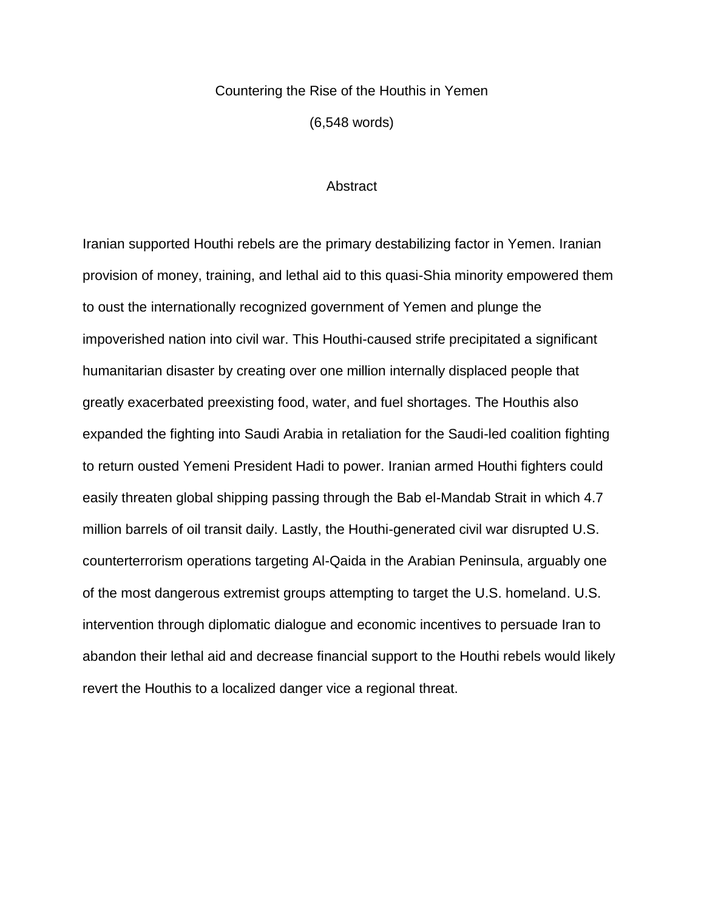# Countering the Rise of the Houthis in Yemen

(6,548 words)

## Abstract

Iranian supported Houthi rebels are the primary destabilizing factor in Yemen. Iranian provision of money, training, and lethal aid to this quasi-Shia minority empowered them to oust the internationally recognized government of Yemen and plunge the impoverished nation into civil war. This Houthi-caused strife precipitated a significant humanitarian disaster by creating over one million internally displaced people that greatly exacerbated preexisting food, water, and fuel shortages. The Houthis also expanded the fighting into Saudi Arabia in retaliation for the Saudi-led coalition fighting to return ousted Yemeni President Hadi to power. Iranian armed Houthi fighters could easily threaten global shipping passing through the Bab el-Mandab Strait in which 4.7 million barrels of oil transit daily. Lastly, the Houthi-generated civil war disrupted U.S. counterterrorism operations targeting Al-Qaida in the Arabian Peninsula, arguably one of the most dangerous extremist groups attempting to target the U.S. homeland. U.S. intervention through diplomatic dialogue and economic incentives to persuade Iran to abandon their lethal aid and decrease financial support to the Houthi rebels would likely revert the Houthis to a localized danger vice a regional threat.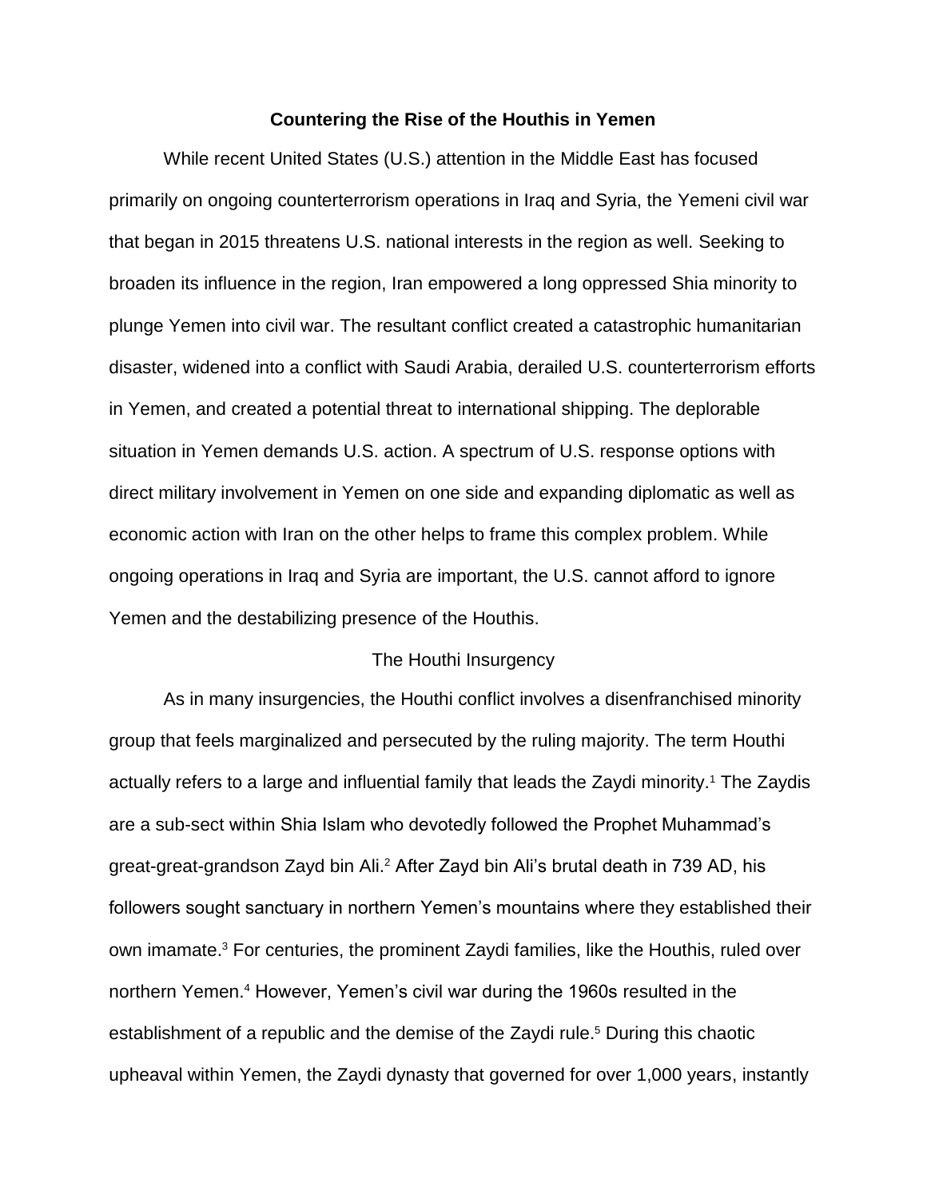# Countering the Rise of the Houthis in Yemen

While recent United States (U.S.) attention in the Middle East has focused primarily on ongoing counterterrorism operations in Iraq and Syria, the Yemeni civil war that began in 2015 threatens U.S. national interests in the region as well. Seeking to broaden its influence in the region, Iran empowered a long oppressed Shia minority to plunge Yemen into civil war. The resultant conflict created a catastrophic humanitarian disaster, widened into a conflict with Saudi Arabia, derailed U.S. counterterrorism efforts in Yemen, and created a potential threat to international shipping. The deplorable situation in Yemen demands U.S. action. A spectrum of U.S. response options with direct military involvement in Yemen on one side and expanding diplomatic as well as economic action with Iran on the other helps to frame this complex problem. While ongoing operations in Iraq and Syria are important, the U.S. cannot afford to ignore Yemen and the destabilizing presence of the Houthis.

## The Houthi Insurgency

As in many insurgencies, the Houthi conflict involves a disenfranchised minority group that feels marginalized and persecuted by the ruling majority. The term Houthi actually refers to a large and influential family that leads the Zaydi minority.[1] The Zaydis are a sub-sect within Shia Islam who devotedly followed the Prophet Muhammad's great-great-grandson Zayd bin Ali.[2] After Zayd bin Ali's brutal death in 739 AD, his followers sought sanctuary in northern Yemen's mountains where they established their own imamate.[3] For centuries, the prominent Zaydi families, like the Houthis, ruled over northern Yemen.[4] However, Yemen's civil war during the 1960s resulted in the establishment of a republic and the demise of the Zaydi rule.[5] During this chaotic upheaval within Yemen, the Zaydi dynasty that governed for over 1,000 years, instantly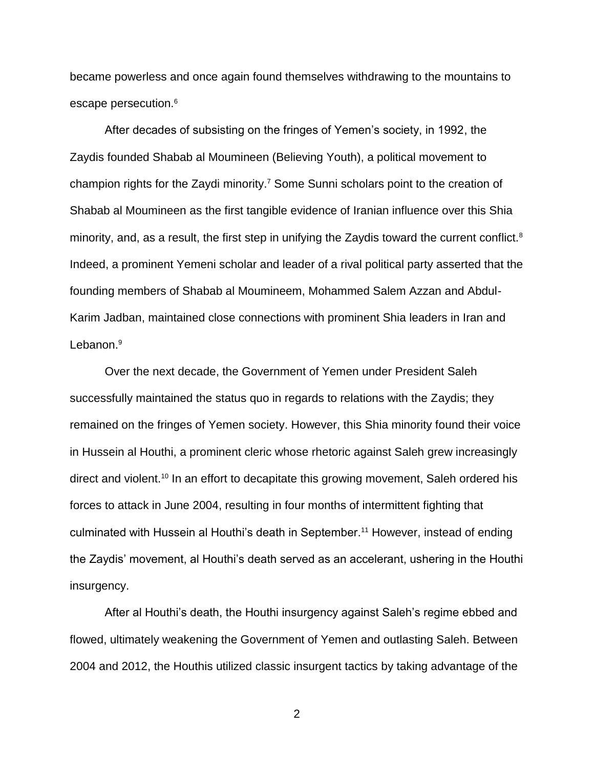became powerless and once again found themselves withdrawing to the mountains to escape persecution.[6]

After decades of subsisting on the fringes of Yemen's society, in 1992, the Zaydis founded Shabab al Moumineen (Believing Youth), a political movement to champion rights for the Zaydi minority.[7] Some Sunni scholars point to the creation of Shabab al Moumineen as the first tangible evidence of Iranian influence over this Shia minority, and, as a result, the first step in unifying the Zaydis toward the current conflict.[8] Indeed, a prominent Yemeni scholar and leader of a rival political party asserted that the founding members of Shabab al Moumineem, Mohammed Salem Azzan and Abdul-Karim Jadban, maintained close connections with prominent Shia leaders in Iran and Lebanon.[9]

Over the next decade, the Government of Yemen under President Saleh successfully maintained the status quo in regards to relations with the Zaydis; they remained on the fringes of Yemen society. However, this Shia minority found their voice in Hussein al Houthi, a prominent cleric whose rhetoric against Saleh grew increasingly direct and violent.[10] In an effort to decapitate this growing movement, Saleh ordered his forces to attack in June 2004, resulting in four months of intermittent fighting that culminated with Hussein al Houthi's death in September.[11] However, instead of ending the Zaydis' movement, al Houthi's death served as an accelerant, ushering in the Houthi insurgency.

After al Houthi's death, the Houthi insurgency against Saleh's regime ebbed and flowed, ultimately weakening the Government of Yemen and outlasting Saleh. Between 2004 and 2012, the Houthis utilized classic insurgent tactics by taking advantage of the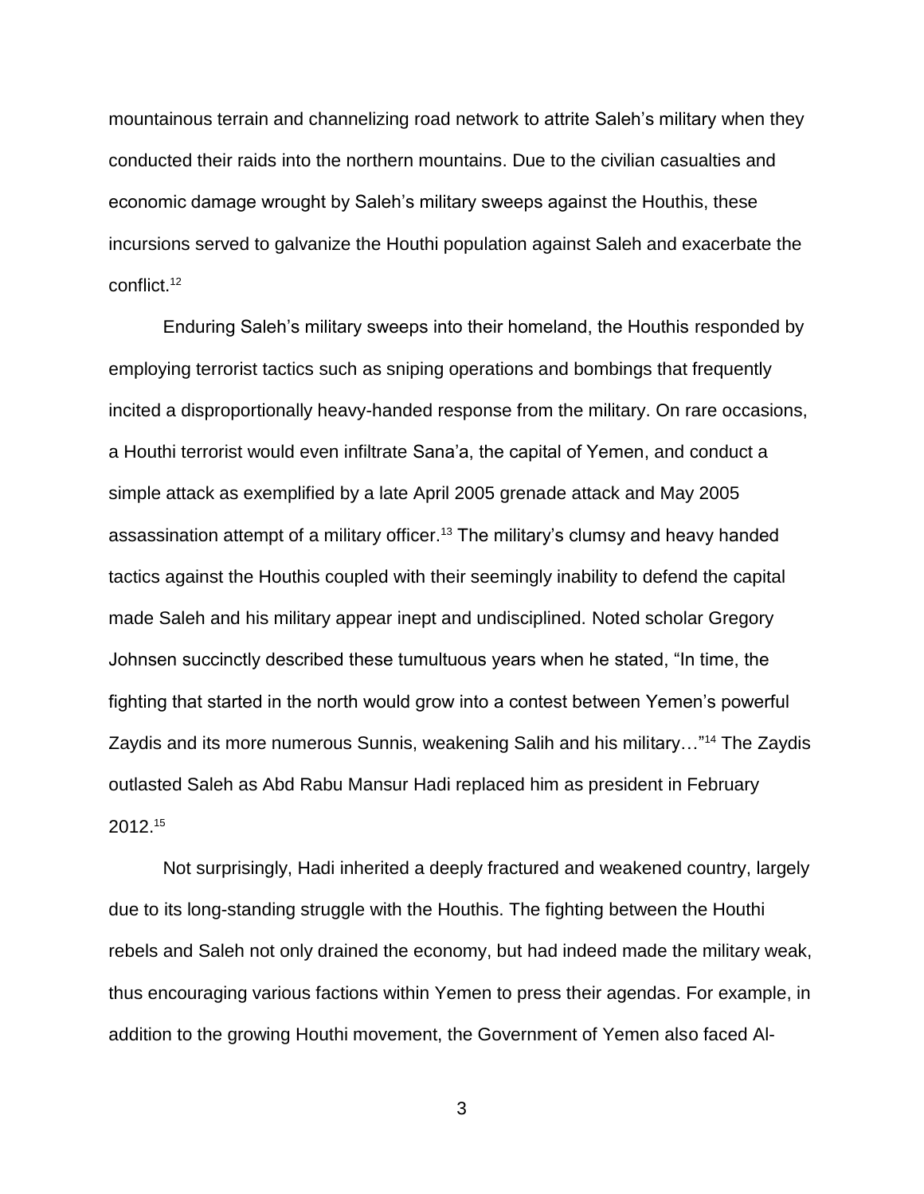mountainous terrain and channelizing road network to attrite Saleh's military when they conducted their raids into the northern mountains. Due to the civilian casualties and economic damage wrought by Saleh's military sweeps against the Houthis, these incursions served to galvanize the Houthi population against Saleh and exacerbate the conflict.[12]

Enduring Saleh's military sweeps into their homeland, the Houthis responded by employing terrorist tactics such as sniping operations and bombings that frequently incited a disproportionally heavy-handed response from the military. On rare occasions, a Houthi terrorist would even infiltrate Sana'a, the capital of Yemen, and conduct a simple attack as exemplified by a late April 2005 grenade attack and May 2005 assassination attempt of a military officer.[13] The military's clumsy and heavy handed tactics against the Houthis coupled with their seemingly inability to defend the capital made Saleh and his military appear inept and undisciplined. Noted scholar Gregory Johnsen succinctly described these tumultuous years when he stated, "In time, the fighting that started in the north would grow into a contest between Yemen's powerful Zaydis and its more numerous Sunnis, weakening Salih and his military…"[14] The Zaydis outlasted Saleh as Abd Rabu Mansur Hadi replaced him as president in February 2012.[15]

Not surprisingly, Hadi inherited a deeply fractured and weakened country, largely due to its long-standing struggle with the Houthis. The fighting between the Houthi rebels and Saleh not only drained the economy, but had indeed made the military weak, thus encouraging various factions within Yemen to press their agendas. For example, in addition to the growing Houthi movement, the Government of Yemen also faced Al-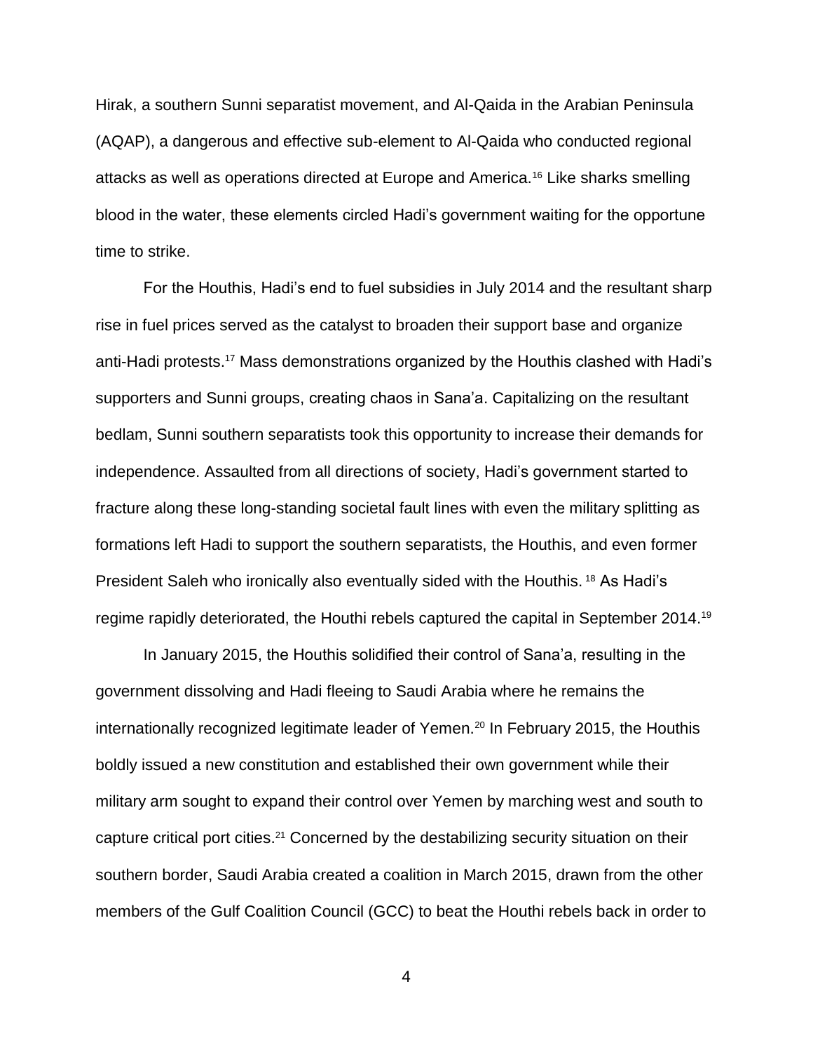Hirak, a southern Sunni separatist movement, and Al-Qaida in the Arabian Peninsula (AQAP), a dangerous and effective sub-element to Al-Qaida who conducted regional attacks as well as operations directed at Europe and America.[16] Like sharks smelling blood in the water, these elements circled Hadi's government waiting for the opportune time to strike.

For the Houthis, Hadi's end to fuel subsidies in July 2014 and the resultant sharp rise in fuel prices served as the catalyst to broaden their support base and organize anti-Hadi protests.[17] Mass demonstrations organized by the Houthis clashed with Hadi's supporters and Sunni groups, creating chaos in Sana'a. Capitalizing on the resultant bedlam, Sunni southern separatists took this opportunity to increase their demands for independence. Assaulted from all directions of society, Hadi's government started to fracture along these long-standing societal fault lines with even the military splitting as formations left Hadi to support the southern separatists, the Houthis, and even former President Saleh who ironically also eventually sided with the Houthis.[18] As Hadi's regime rapidly deteriorated, the Houthi rebels captured the capital in September 2014.[19]

In January 2015, the Houthis solidified their control of Sana'a, resulting in the government dissolving and Hadi fleeing to Saudi Arabia where he remains the internationally recognized legitimate leader of Yemen.[20] In February 2015, the Houthis boldly issued a new constitution and established their own government while their military arm sought to expand their control over Yemen by marching west and south to capture critical port cities.[21] Concerned by the destabilizing security situation on their southern border, Saudi Arabia created a coalition in March 2015, drawn from the other members of the Gulf Coalition Council (GCC) to beat the Houthi rebels back in order to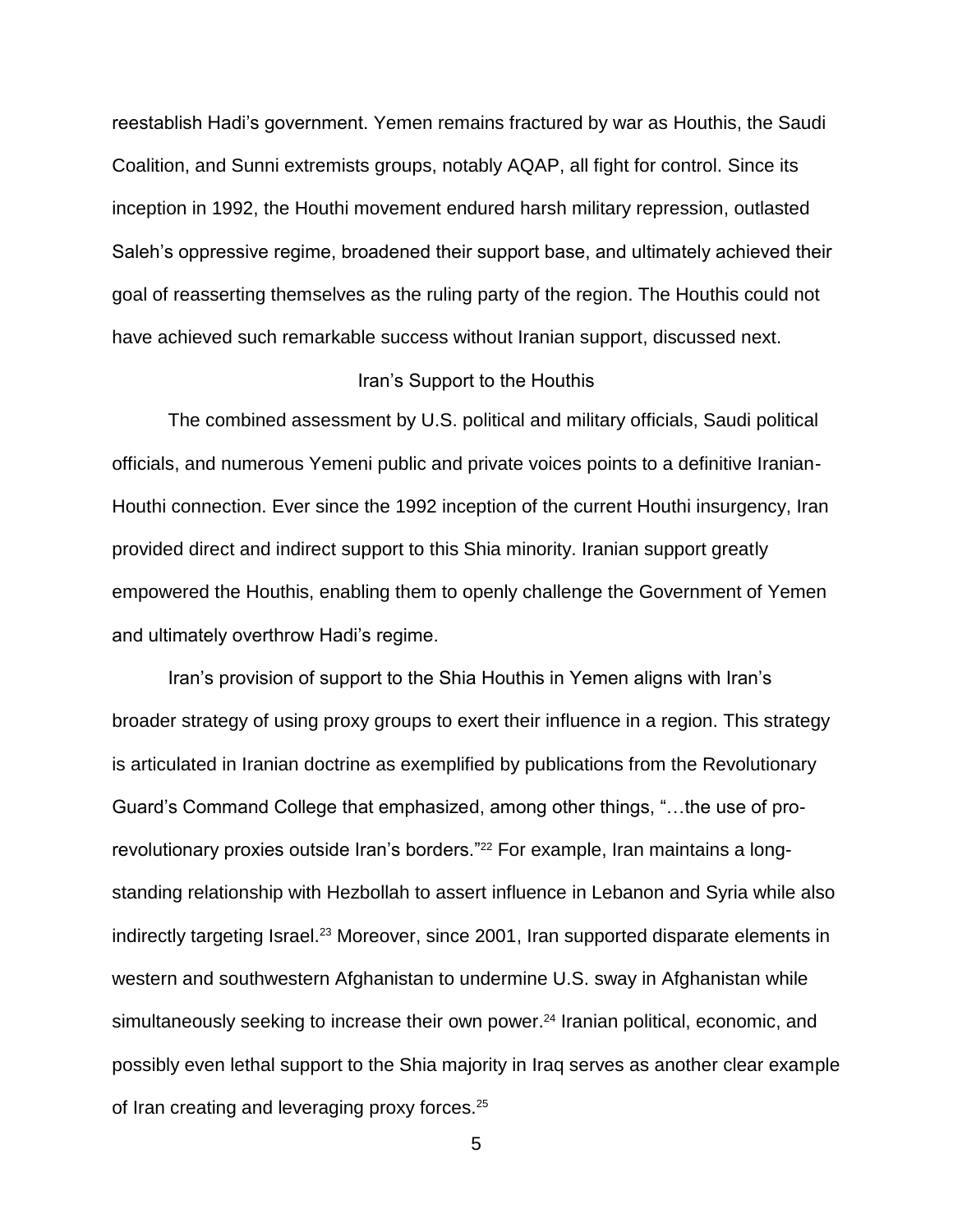reestablish Hadi's government. Yemen remains fractured by war as Houthis, the Saudi Coalition, and Sunni extremists groups, notably AQAP, all fight for control. Since its inception in 1992, the Houthi movement endured harsh military repression, outlasted Saleh's oppressive regime, broadened their support base, and ultimately achieved their goal of reasserting themselves as the ruling party of the region. The Houthis could not have achieved such remarkable success without Iranian support, discussed next.

## Iran's Support to the Houthis

The combined assessment by U.S. political and military officials, Saudi political officials, and numerous Yemeni public and private voices points to a definitive Iranian-Houthi connection. Ever since the 1992 inception of the current Houthi insurgency, Iran provided direct and indirect support to this Shia minority. Iranian support greatly empowered the Houthis, enabling them to openly challenge the Government of Yemen and ultimately overthrow Hadi's regime.

Iran's provision of support to the Shia Houthis in Yemen aligns with Iran's broader strategy of using proxy groups to exert their influence in a region. This strategy is articulated in Iranian doctrine as exemplified by publications from the Revolutionary Guard's Command College that emphasized, among other things, "…the use of pro-revolutionary proxies outside Iran's borders."[22] For example, Iran maintains a long-standing relationship with Hezbollah to assert influence in Lebanon and Syria while also indirectly targeting Israel.[23] Moreover, since 2001, Iran supported disparate elements in western and southwestern Afghanistan to undermine U.S. sway in Afghanistan while simultaneously seeking to increase their own power.[24] Iranian political, economic, and possibly even lethal support to the Shia majority in Iraq serves as another clear example of Iran creating and leveraging proxy forces.[25]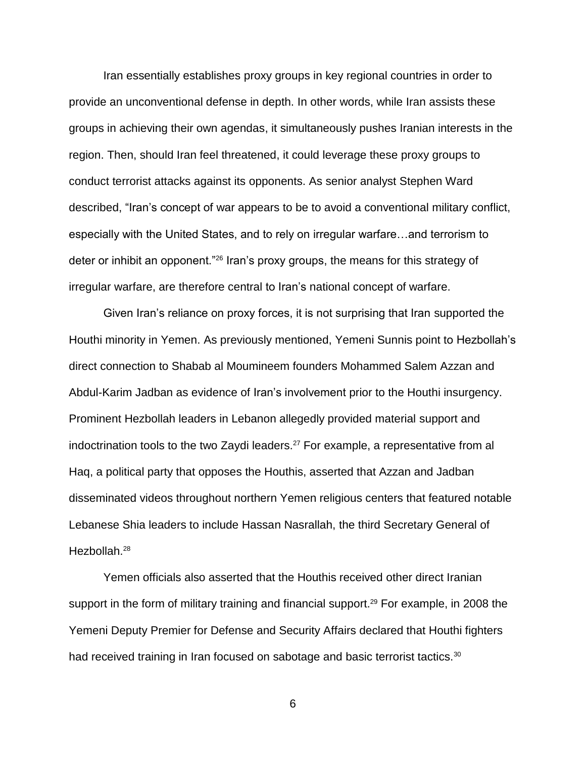Iran essentially establishes proxy groups in key regional countries in order to provide an unconventional defense in depth. In other words, while Iran assists these groups in achieving their own agendas, it simultaneously pushes Iranian interests in the region. Then, should Iran feel threatened, it could leverage these proxy groups to conduct terrorist attacks against its opponents. As senior analyst Stephen Ward described, "Iran's concept of war appears to be to avoid a conventional military conflict, especially with the United States, and to rely on irregular warfare…and terrorism to deter or inhibit an opponent."[26] Iran's proxy groups, the means for this strategy of irregular warfare, are therefore central to Iran's national concept of warfare.

Given Iran's reliance on proxy forces, it is not surprising that Iran supported the Houthi minority in Yemen. As previously mentioned, Yemeni Sunnis point to Hezbollah's direct connection to Shabab al Moumineem founders Mohammed Salem Azzan and Abdul-Karim Jadban as evidence of Iran's involvement prior to the Houthi insurgency. Prominent Hezbollah leaders in Lebanon allegedly provided material support and indoctrination tools to the two Zaydi leaders.[27] For example, a representative from al Haq, a political party that opposes the Houthis, asserted that Azzan and Jadban disseminated videos throughout northern Yemen religious centers that featured notable Lebanese Shia leaders to include Hassan Nasrallah, the third Secretary General of Hezbollah.[28]

Yemen officials also asserted that the Houthis received other direct Iranian support in the form of military training and financial support.[29] For example, in 2008 the Yemeni Deputy Premier for Defense and Security Affairs declared that Houthi fighters had received training in Iran focused on sabotage and basic terrorist tactics.[30]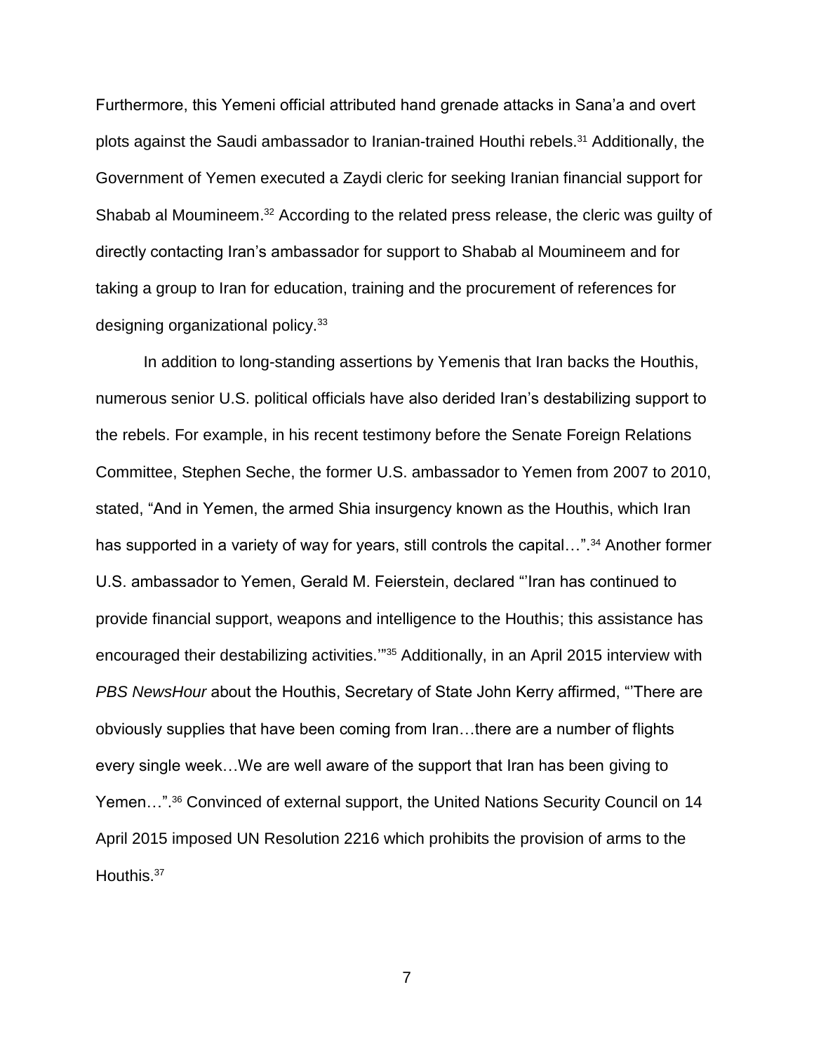Furthermore, this Yemeni official attributed hand grenade attacks in Sana'a and overt plots against the Saudi ambassador to Iranian-trained Houthi rebels.[31] Additionally, the Government of Yemen executed a Zaydi cleric for seeking Iranian financial support for Shabab al Moumineem.[32] According to the related press release, the cleric was guilty of directly contacting Iran's ambassador for support to Shabab al Moumineem and for taking a group to Iran for education, training and the procurement of references for designing organizational policy.[33]

In addition to long-standing assertions by Yemenis that Iran backs the Houthis, numerous senior U.S. political officials have also derided Iran's destabilizing support to the rebels. For example, in his recent testimony before the Senate Foreign Relations Committee, Stephen Seche, the former U.S. ambassador to Yemen from 2007 to 2010, stated, "And in Yemen, the armed Shia insurgency known as the Houthis, which Iran has supported in a variety of way for years, still controls the capital…".[34] Another former U.S. ambassador to Yemen, Gerald M. Feierstein, declared "'Iran has continued to provide financial support, weapons and intelligence to the Houthis; this assistance has encouraged their destabilizing activities.'"[35] Additionally, in an April 2015 interview with *PBS NewsHour* about the Houthis, Secretary of State John Kerry affirmed, "'There are obviously supplies that have been coming from Iran…there are a number of flights every single week…We are well aware of the support that Iran has been giving to Yemen…".[36] Convinced of external support, the United Nations Security Council on 14 April 2015 imposed UN Resolution 2216 which prohibits the provision of arms to the Houthis.[37]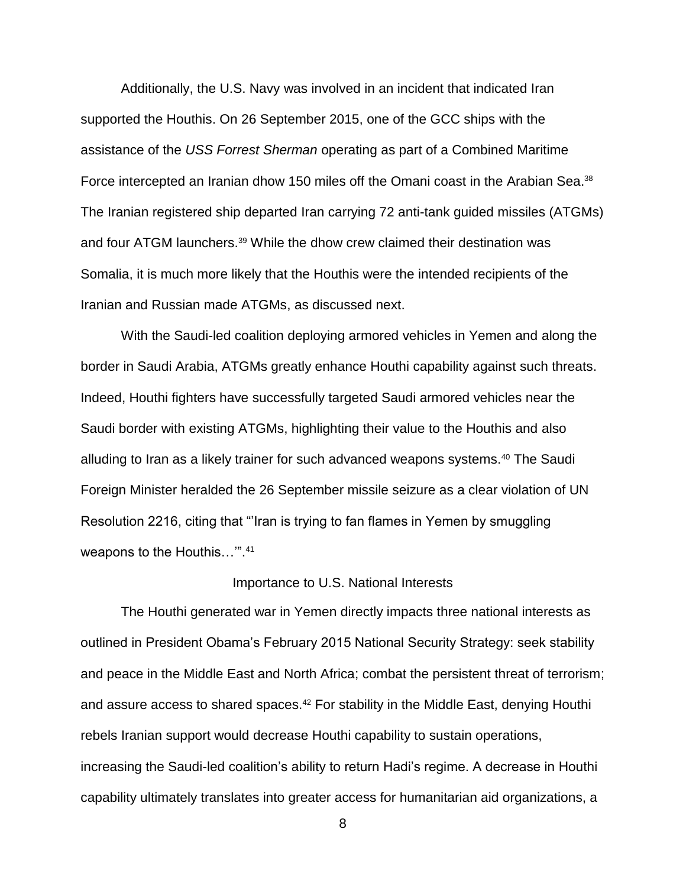Additionally, the U.S. Navy was involved in an incident that indicated Iran supported the Houthis. On 26 September 2015, one of the GCC ships with the assistance of the *USS Forrest Sherman* operating as part of a Combined Maritime Force intercepted an Iranian dhow 150 miles off the Omani coast in the Arabian Sea.[38] The Iranian registered ship departed Iran carrying 72 anti-tank guided missiles (ATGMs) and four ATGM launchers.[39] While the dhow crew claimed their destination was Somalia, it is much more likely that the Houthis were the intended recipients of the Iranian and Russian made ATGMs, as discussed next.

With the Saudi-led coalition deploying armored vehicles in Yemen and along the border in Saudi Arabia, ATGMs greatly enhance Houthi capability against such threats. Indeed, Houthi fighters have successfully targeted Saudi armored vehicles near the Saudi border with existing ATGMs, highlighting their value to the Houthis and also alluding to Iran as a likely trainer for such advanced weapons systems.[40] The Saudi Foreign Minister heralded the 26 September missile seizure as a clear violation of UN Resolution 2216, citing that "'Iran is trying to fan flames in Yemen by smuggling weapons to the Houthis…'".[41]

## Importance to U.S. National Interests

The Houthi generated war in Yemen directly impacts three national interests as outlined in President Obama's February 2015 National Security Strategy: seek stability and peace in the Middle East and North Africa; combat the persistent threat of terrorism; and assure access to shared spaces.[42] For stability in the Middle East, denying Houthi rebels Iranian support would decrease Houthi capability to sustain operations, increasing the Saudi-led coalition's ability to return Hadi's regime. A decrease in Houthi capability ultimately translates into greater access for humanitarian aid organizations, a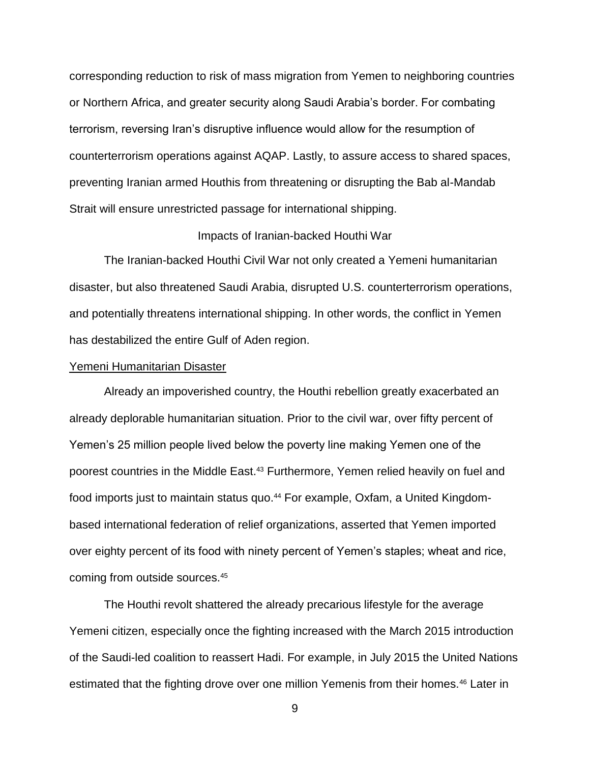corresponding reduction to risk of mass migration from Yemen to neighboring countries or Northern Africa, and greater security along Saudi Arabia's border. For combating terrorism, reversing Iran's disruptive influence would allow for the resumption of counterterrorism operations against AQAP. Lastly, to assure access to shared spaces, preventing Iranian armed Houthis from threatening or disrupting the Bab al-Mandab Strait will ensure unrestricted passage for international shipping.

## Impacts of Iranian-backed Houthi War

The Iranian-backed Houthi Civil War not only created a Yemeni humanitarian disaster, but also threatened Saudi Arabia, disrupted U.S. counterterrorism operations, and potentially threatens international shipping. In other words, the conflict in Yemen has destabilized the entire Gulf of Aden region.

### Yemeni Humanitarian Disaster

Already an impoverished country, the Houthi rebellion greatly exacerbated an already deplorable humanitarian situation. Prior to the civil war, over fifty percent of Yemen's 25 million people lived below the poverty line making Yemen one of the poorest countries in the Middle East.[43] Furthermore, Yemen relied heavily on fuel and food imports just to maintain status quo.[44] For example, Oxfam, a United Kingdom-based international federation of relief organizations, asserted that Yemen imported over eighty percent of its food with ninety percent of Yemen's staples; wheat and rice, coming from outside sources.[45]

The Houthi revolt shattered the already precarious lifestyle for the average Yemeni citizen, especially once the fighting increased with the March 2015 introduction of the Saudi-led coalition to reassert Hadi. For example, in July 2015 the United Nations estimated that the fighting drove over one million Yemenis from their homes.[46] Later in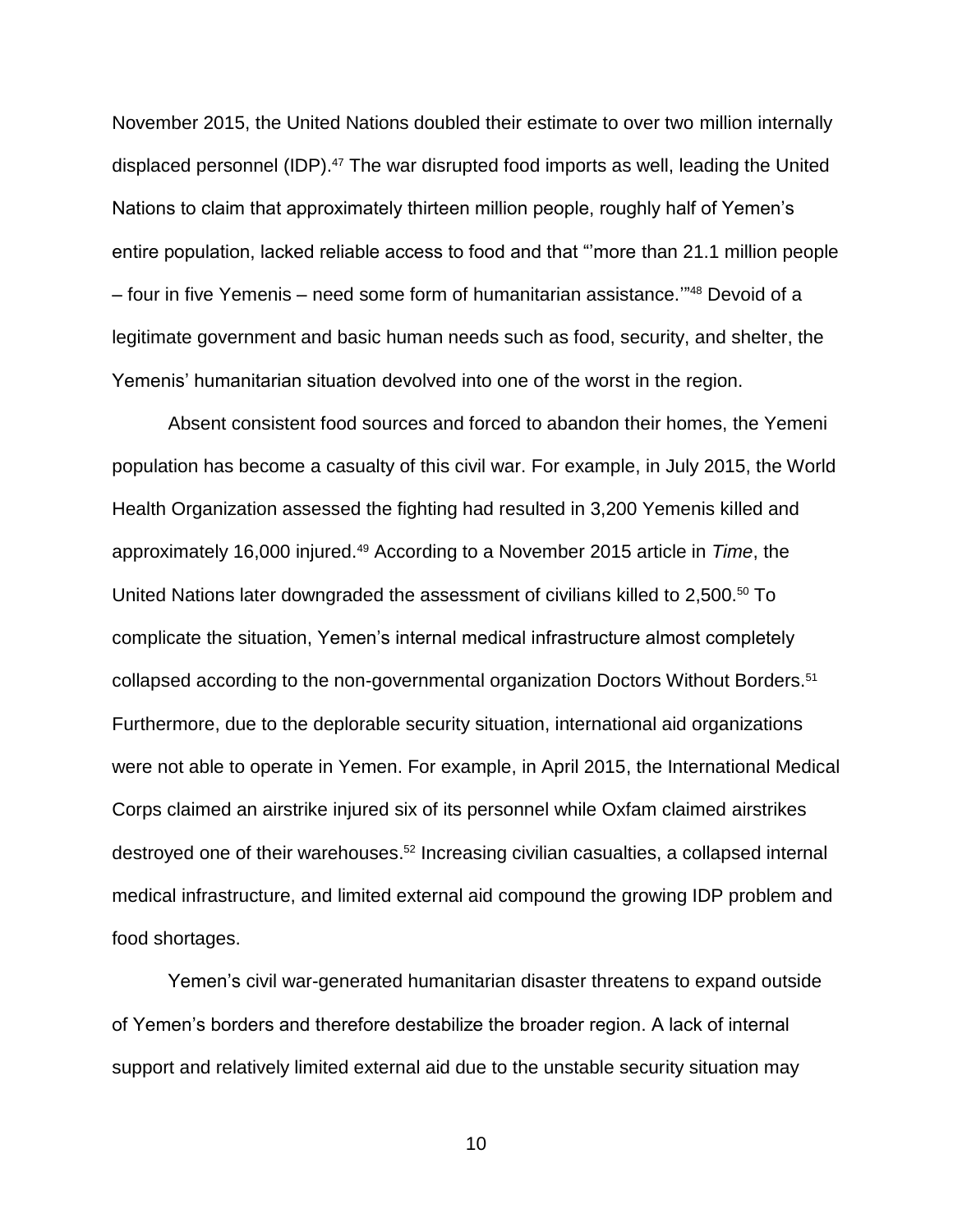November 2015, the United Nations doubled their estimate to over two million internally displaced personnel (IDP).[47] The war disrupted food imports as well, leading the United Nations to claim that approximately thirteen million people, roughly half of Yemen's entire population, lacked reliable access to food and that "'more than 21.1 million people – four in five Yemenis – need some form of humanitarian assistance.'"[48] Devoid of a legitimate government and basic human needs such as food, security, and shelter, the Yemenis' humanitarian situation devolved into one of the worst in the region.

Absent consistent food sources and forced to abandon their homes, the Yemeni population has become a casualty of this civil war. For example, in July 2015, the World Health Organization assessed the fighting had resulted in 3,200 Yemenis killed and approximately 16,000 injured.[49] According to a November 2015 article in *Time*, the United Nations later downgraded the assessment of civilians killed to 2,500.[50] To complicate the situation, Yemen's internal medical infrastructure almost completely collapsed according to the non-governmental organization Doctors Without Borders.[51] Furthermore, due to the deplorable security situation, international aid organizations were not able to operate in Yemen. For example, in April 2015, the International Medical Corps claimed an airstrike injured six of its personnel while Oxfam claimed airstrikes destroyed one of their warehouses.[52] Increasing civilian casualties, a collapsed internal medical infrastructure, and limited external aid compound the growing IDP problem and food shortages.

Yemen's civil war-generated humanitarian disaster threatens to expand outside of Yemen's borders and therefore destabilize the broader region. A lack of internal support and relatively limited external aid due to the unstable security situation may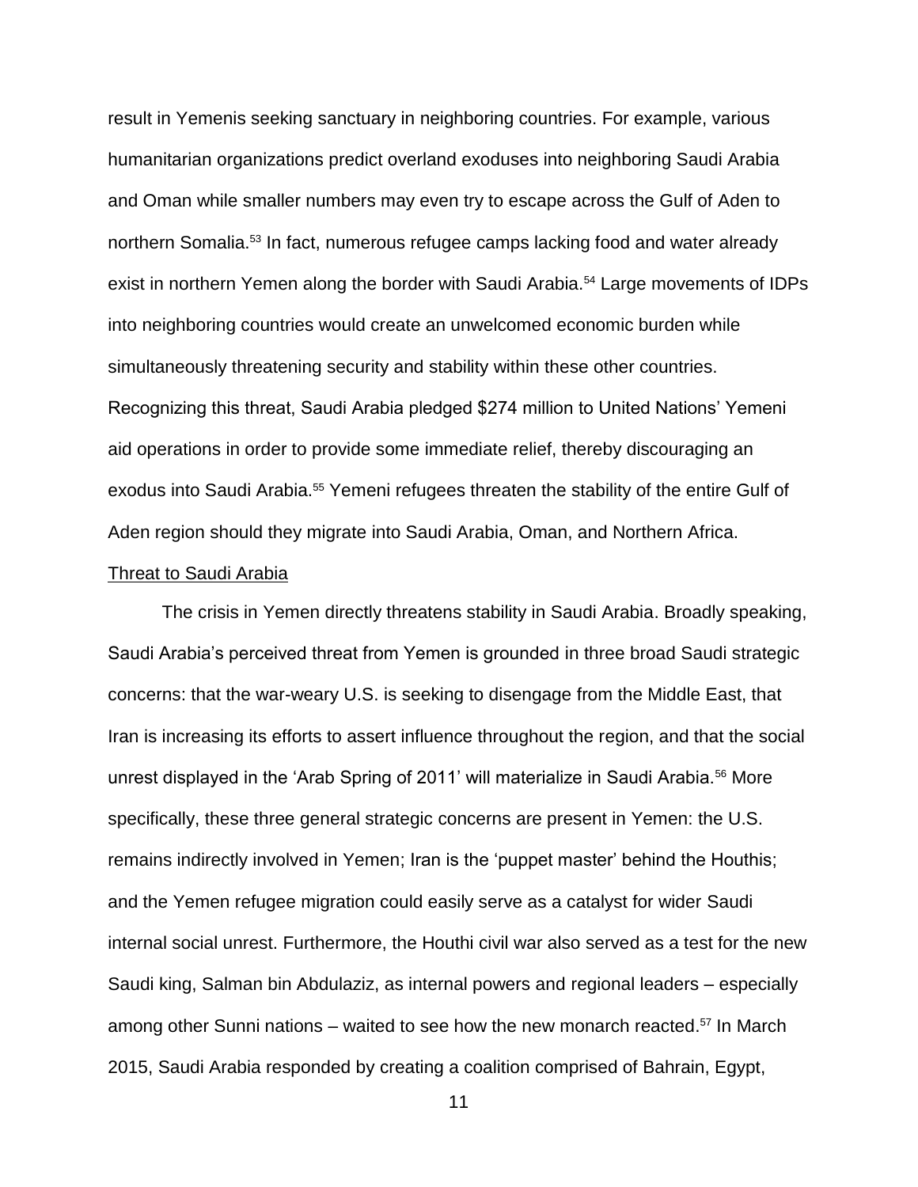result in Yemenis seeking sanctuary in neighboring countries. For example, various humanitarian organizations predict overland exoduses into neighboring Saudi Arabia and Oman while smaller numbers may even try to escape across the Gulf of Aden to northern Somalia.[53] In fact, numerous refugee camps lacking food and water already exist in northern Yemen along the border with Saudi Arabia.[54] Large movements of IDPs into neighboring countries would create an unwelcomed economic burden while simultaneously threatening security and stability within these other countries. Recognizing this threat, Saudi Arabia pledged $274 million to United Nations' Yemeni aid operations in order to provide some immediate relief, thereby discouraging an exodus into Saudi Arabia.[55] Yemeni refugees threaten the stability of the entire Gulf of Aden region should they migrate into Saudi Arabia, Oman, and Northern Africa.

<u>Threat to Saudi Arabia</u>

The crisis in Yemen directly threatens stability in Saudi Arabia. Broadly speaking, Saudi Arabia's perceived threat from Yemen is grounded in three broad Saudi strategic concerns: that the war-weary U.S. is seeking to disengage from the Middle East, that Iran is increasing its efforts to assert influence throughout the region, and that the social unrest displayed in the 'Arab Spring of 2011' will materialize in Saudi Arabia.[56] More specifically, these three general strategic concerns are present in Yemen: the U.S. remains indirectly involved in Yemen; Iran is the 'puppet master' behind the Houthis; and the Yemen refugee migration could easily serve as a catalyst for wider Saudi internal social unrest. Furthermore, the Houthi civil war also served as a test for the new Saudi king, Salman bin Abdulaziz, as internal powers and regional leaders – especially among other Sunni nations – waited to see how the new monarch reacted.[57] In March 2015, Saudi Arabia responded by creating a coalition comprised of Bahrain, Egypt,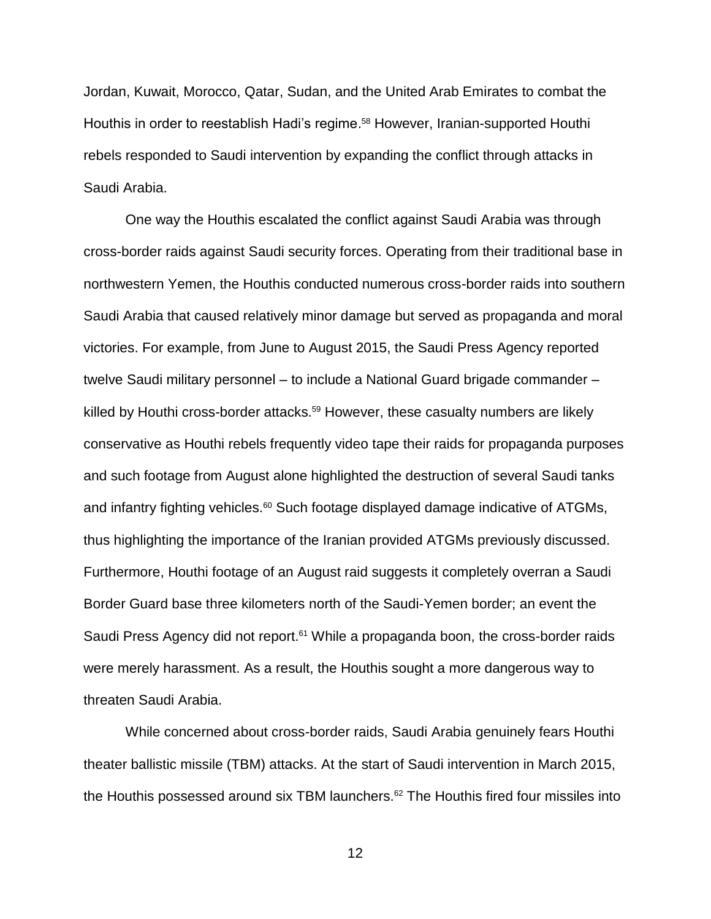Jordan, Kuwait, Morocco, Qatar, Sudan, and the United Arab Emirates to combat the Houthis in order to reestablish Hadi's regime.[58] However, Iranian-supported Houthi rebels responded to Saudi intervention by expanding the conflict through attacks in Saudi Arabia.

One way the Houthis escalated the conflict against Saudi Arabia was through cross-border raids against Saudi security forces. Operating from their traditional base in northwestern Yemen, the Houthis conducted numerous cross-border raids into southern Saudi Arabia that caused relatively minor damage but served as propaganda and moral victories. For example, from June to August 2015, the Saudi Press Agency reported twelve Saudi military personnel – to include a National Guard brigade commander – killed by Houthi cross-border attacks.[59] However, these casualty numbers are likely conservative as Houthi rebels frequently video tape their raids for propaganda purposes and such footage from August alone highlighted the destruction of several Saudi tanks and infantry fighting vehicles.[60] Such footage displayed damage indicative of ATGMs, thus highlighting the importance of the Iranian provided ATGMs previously discussed. Furthermore, Houthi footage of an August raid suggests it completely overran a Saudi Border Guard base three kilometers north of the Saudi-Yemen border; an event the Saudi Press Agency did not report.[61] While a propaganda boon, the cross-border raids were merely harassment. As a result, the Houthis sought a more dangerous way to threaten Saudi Arabia.

While concerned about cross-border raids, Saudi Arabia genuinely fears Houthi theater ballistic missile (TBM) attacks. At the start of Saudi intervention in March 2015, the Houthis possessed around six TBM launchers.[62] The Houthis fired four missiles into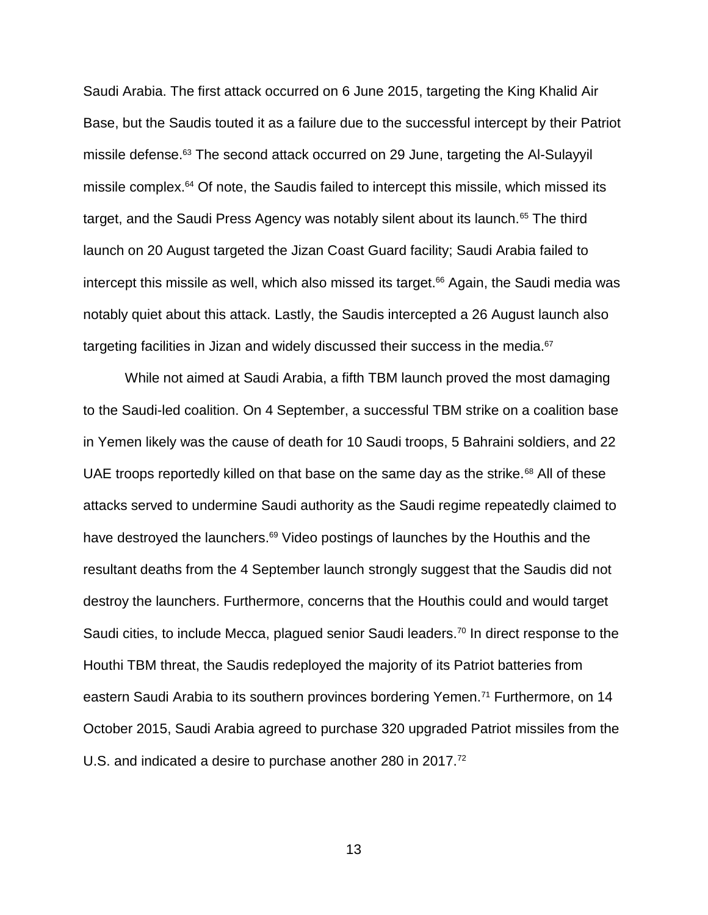Saudi Arabia. The first attack occurred on 6 June 2015, targeting the King Khalid Air Base, but the Saudis touted it as a failure due to the successful intercept by their Patriot missile defense.[63] The second attack occurred on 29 June, targeting the Al-Sulayyil missile complex.[64] Of note, the Saudis failed to intercept this missile, which missed its target, and the Saudi Press Agency was notably silent about its launch.[65] The third launch on 20 August targeted the Jizan Coast Guard facility; Saudi Arabia failed to intercept this missile as well, which also missed its target.[66] Again, the Saudi media was notably quiet about this attack. Lastly, the Saudis intercepted a 26 August launch also targeting facilities in Jizan and widely discussed their success in the media.[67]

While not aimed at Saudi Arabia, a fifth TBM launch proved the most damaging to the Saudi-led coalition. On 4 September, a successful TBM strike on a coalition base in Yemen likely was the cause of death for 10 Saudi troops, 5 Bahraini soldiers, and 22 UAE troops reportedly killed on that base on the same day as the strike.[68] All of these attacks served to undermine Saudi authority as the Saudi regime repeatedly claimed to have destroyed the launchers.[69] Video postings of launches by the Houthis and the resultant deaths from the 4 September launch strongly suggest that the Saudis did not destroy the launchers. Furthermore, concerns that the Houthis could and would target Saudi cities, to include Mecca, plagued senior Saudi leaders.[70] In direct response to the Houthi TBM threat, the Saudis redeployed the majority of its Patriot batteries from eastern Saudi Arabia to its southern provinces bordering Yemen.[71] Furthermore, on 14 October 2015, Saudi Arabia agreed to purchase 320 upgraded Patriot missiles from the U.S. and indicated a desire to purchase another 280 in 2017.[72]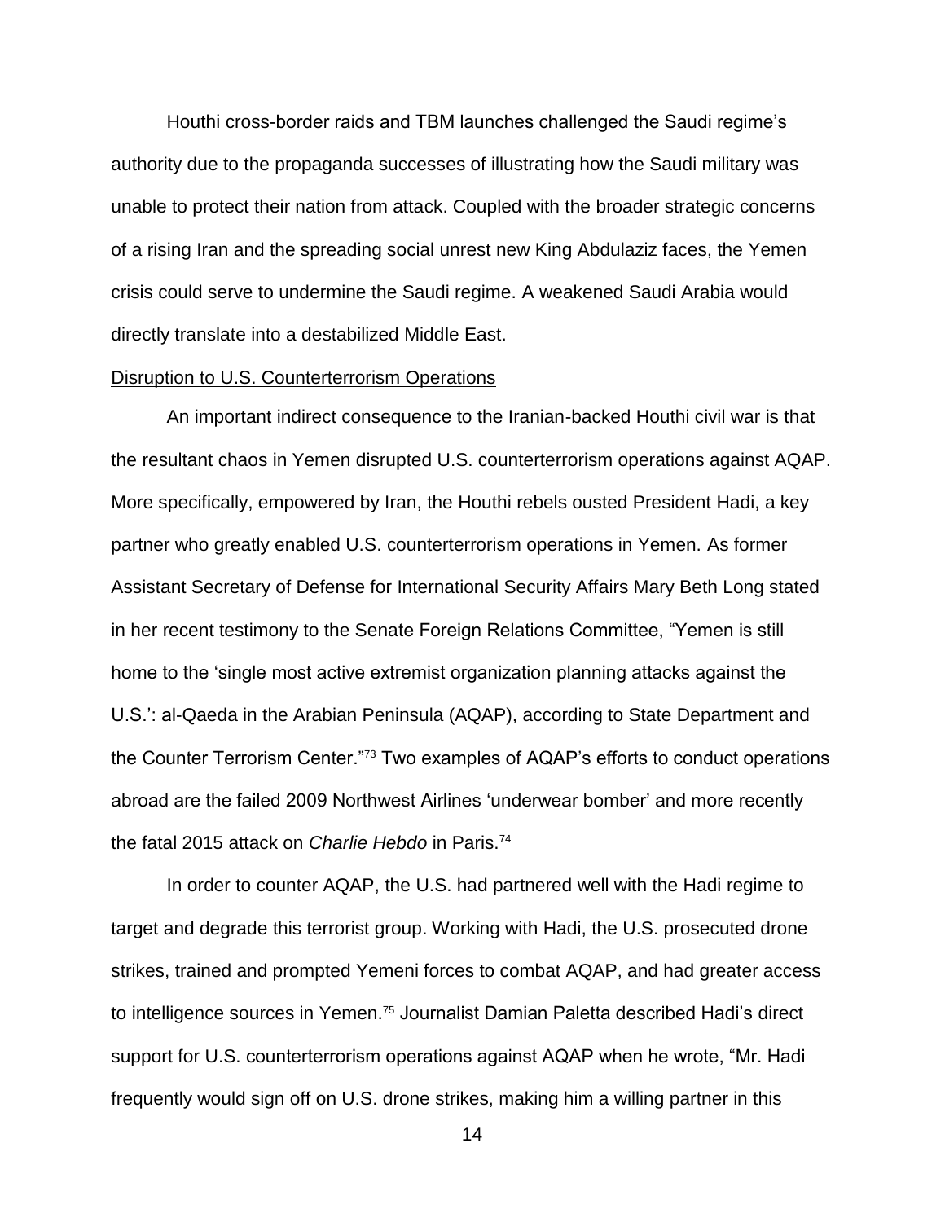Houthi cross-border raids and TBM launches challenged the Saudi regime's authority due to the propaganda successes of illustrating how the Saudi military was unable to protect their nation from attack. Coupled with the broader strategic concerns of a rising Iran and the spreading social unrest new King Abdulaziz faces, the Yemen crisis could serve to undermine the Saudi regime. A weakened Saudi Arabia would directly translate into a destabilized Middle East.

<u>Disruption to U.S. Counterterrorism Operations</u>

An important indirect consequence to the Iranian-backed Houthi civil war is that the resultant chaos in Yemen disrupted U.S. counterterrorism operations against AQAP. More specifically, empowered by Iran, the Houthi rebels ousted President Hadi, a key partner who greatly enabled U.S. counterterrorism operations in Yemen. As former Assistant Secretary of Defense for International Security Affairs Mary Beth Long stated in her recent testimony to the Senate Foreign Relations Committee, "Yemen is still home to the 'single most active extremist organization planning attacks against the U.S.': al-Qaeda in the Arabian Peninsula (AQAP), according to State Department and the Counter Terrorism Center."[73] Two examples of AQAP's efforts to conduct operations abroad are the failed 2009 Northwest Airlines 'underwear bomber' and more recently the fatal 2015 attack on *Charlie Hebdo* in Paris.[74]

In order to counter AQAP, the U.S. had partnered well with the Hadi regime to target and degrade this terrorist group. Working with Hadi, the U.S. prosecuted drone strikes, trained and prompted Yemeni forces to combat AQAP, and had greater access to intelligence sources in Yemen.[75] Journalist Damian Paletta described Hadi's direct support for U.S. counterterrorism operations against AQAP when he wrote, "Mr. Hadi frequently would sign off on U.S. drone strikes, making him a willing partner in this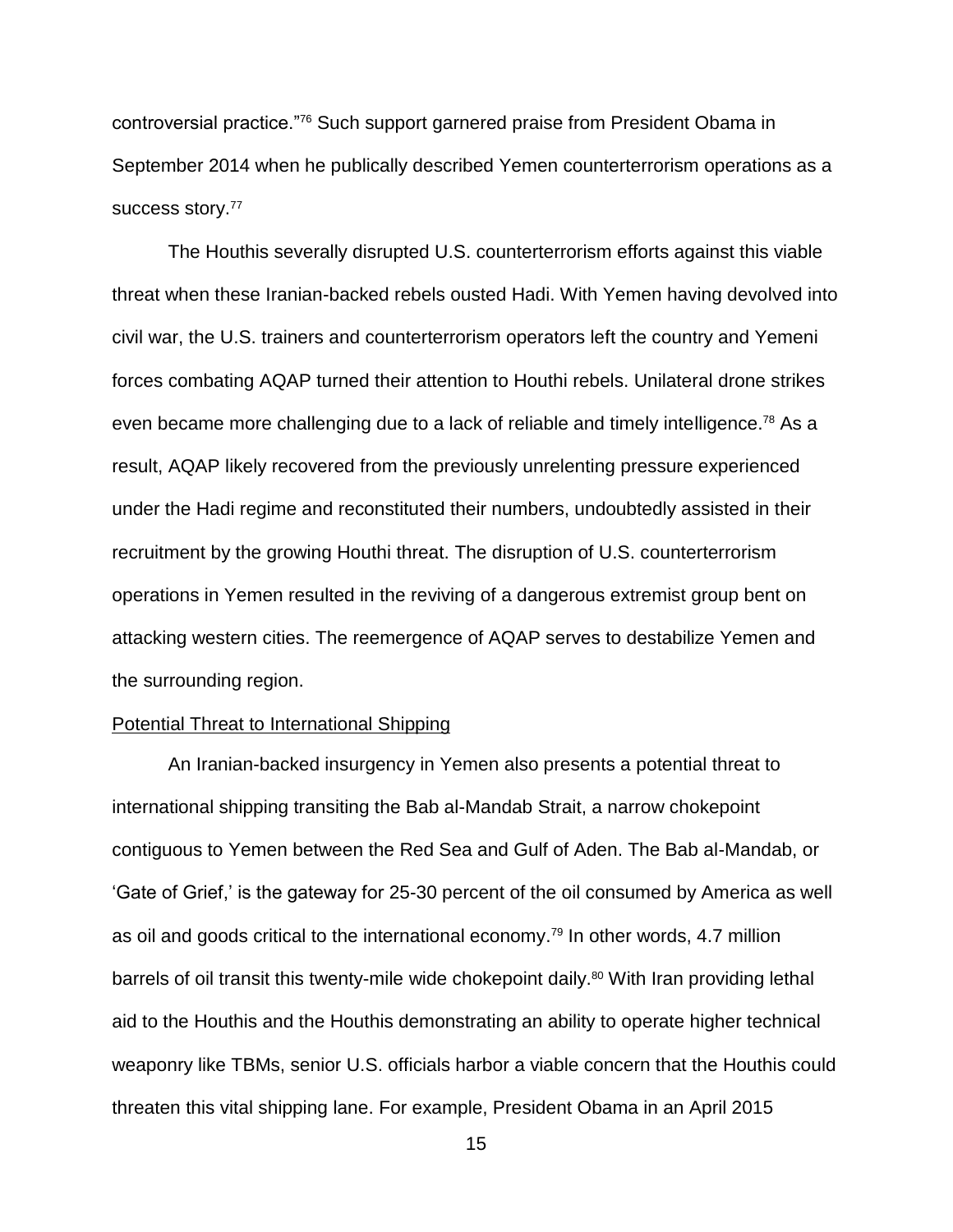controversial practice."[76] Such support garnered praise from President Obama in September 2014 when he publically described Yemen counterterrorism operations as a success story.[77]

The Houthis severally disrupted U.S. counterterrorism efforts against this viable threat when these Iranian-backed rebels ousted Hadi. With Yemen having devolved into civil war, the U.S. trainers and counterterrorism operators left the country and Yemeni forces combating AQAP turned their attention to Houthi rebels. Unilateral drone strikes even became more challenging due to a lack of reliable and timely intelligence.[78] As a result, AQAP likely recovered from the previously unrelenting pressure experienced under the Hadi regime and reconstituted their numbers, undoubtedly assisted in their recruitment by the growing Houthi threat. The disruption of U.S. counterterrorism operations in Yemen resulted in the reviving of a dangerous extremist group bent on attacking western cities. The reemergence of AQAP serves to destabilize Yemen and the surrounding region.

Potential Threat to International Shipping

An Iranian-backed insurgency in Yemen also presents a potential threat to international shipping transiting the Bab al-Mandab Strait, a narrow chokepoint contiguous to Yemen between the Red Sea and Gulf of Aden. The Bab al-Mandab, or 'Gate of Grief,' is the gateway for 25-30 percent of the oil consumed by America as well as oil and goods critical to the international economy.[79] In other words, 4.7 million barrels of oil transit this twenty-mile wide chokepoint daily.[80] With Iran providing lethal aid to the Houthis and the Houthis demonstrating an ability to operate higher technical weaponry like TBMs, senior U.S. officials harbor a viable concern that the Houthis could threaten this vital shipping lane. For example, President Obama in an April 2015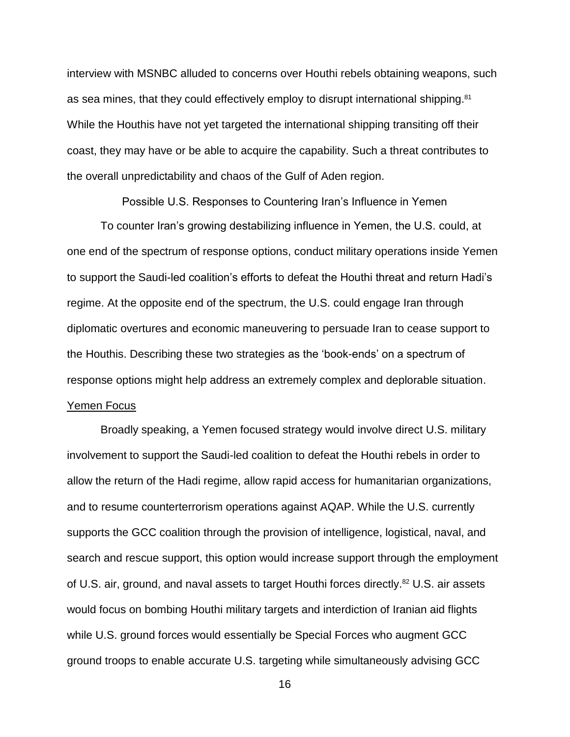interview with MSNBC alluded to concerns over Houthi rebels obtaining weapons, such as sea mines, that they could effectively employ to disrupt international shipping.[81] While the Houthis have not yet targeted the international shipping transiting off their coast, they may have or be able to acquire the capability. Such a threat contributes to the overall unpredictability and chaos of the Gulf of Aden region.

## Possible U.S. Responses to Countering Iran's Influence in Yemen

To counter Iran's growing destabilizing influence in Yemen, the U.S. could, at one end of the spectrum of response options, conduct military operations inside Yemen to support the Saudi-led coalition's efforts to defeat the Houthi threat and return Hadi's regime. At the opposite end of the spectrum, the U.S. could engage Iran through diplomatic overtures and economic maneuvering to persuade Iran to cease support to the Houthis. Describing these two strategies as the 'book-ends' on a spectrum of response options might help address an extremely complex and deplorable situation.

### Yemen Focus

Broadly speaking, a Yemen focused strategy would involve direct U.S. military involvement to support the Saudi-led coalition to defeat the Houthi rebels in order to allow the return of the Hadi regime, allow rapid access for humanitarian organizations, and to resume counterterrorism operations against AQAP. While the U.S. currently supports the GCC coalition through the provision of intelligence, logistical, naval, and search and rescue support, this option would increase support through the employment of U.S. air, ground, and naval assets to target Houthi forces directly.[82] U.S. air assets would focus on bombing Houthi military targets and interdiction of Iranian aid flights while U.S. ground forces would essentially be Special Forces who augment GCC ground troops to enable accurate U.S. targeting while simultaneously advising GCC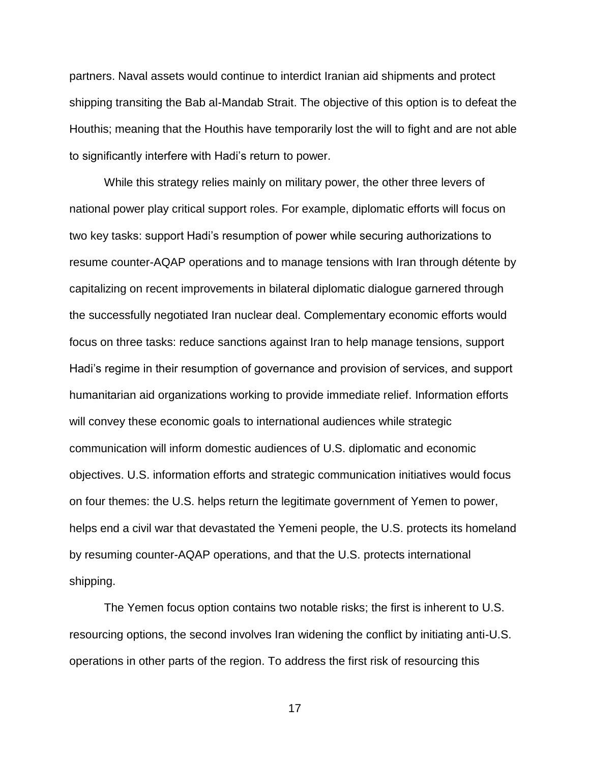partners. Naval assets would continue to interdict Iranian aid shipments and protect shipping transiting the Bab al-Mandab Strait. The objective of this option is to defeat the Houthis; meaning that the Houthis have temporarily lost the will to fight and are not able to significantly interfere with Hadi's return to power.

While this strategy relies mainly on military power, the other three levers of national power play critical support roles. For example, diplomatic efforts will focus on two key tasks: support Hadi's resumption of power while securing authorizations to resume counter-AQAP operations and to manage tensions with Iran through détente by capitalizing on recent improvements in bilateral diplomatic dialogue garnered through the successfully negotiated Iran nuclear deal. Complementary economic efforts would focus on three tasks: reduce sanctions against Iran to help manage tensions, support Hadi's regime in their resumption of governance and provision of services, and support humanitarian aid organizations working to provide immediate relief. Information efforts will convey these economic goals to international audiences while strategic communication will inform domestic audiences of U.S. diplomatic and economic objectives. U.S. information efforts and strategic communication initiatives would focus on four themes: the U.S. helps return the legitimate government of Yemen to power, helps end a civil war that devastated the Yemeni people, the U.S. protects its homeland by resuming counter-AQAP operations, and that the U.S. protects international shipping.

The Yemen focus option contains two notable risks; the first is inherent to U.S. resourcing options, the second involves Iran widening the conflict by initiating anti-U.S. operations in other parts of the region. To address the first risk of resourcing this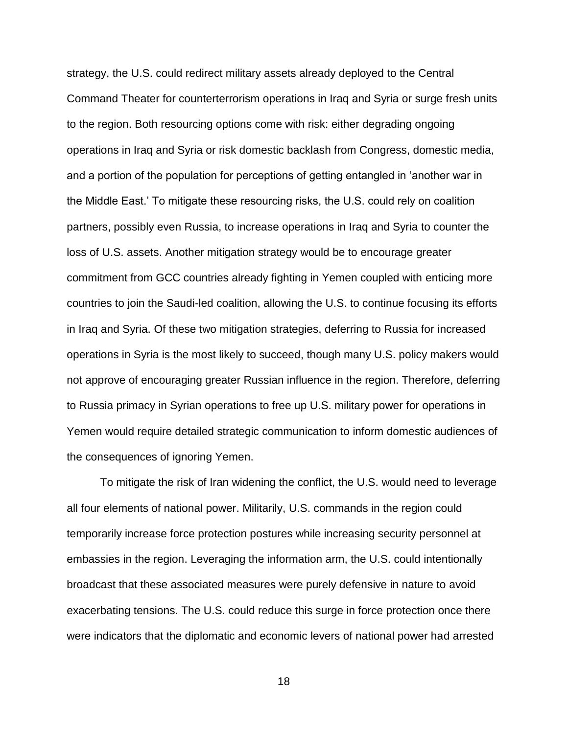strategy, the U.S. could redirect military assets already deployed to the Central Command Theater for counterterrorism operations in Iraq and Syria or surge fresh units to the region. Both resourcing options come with risk: either degrading ongoing operations in Iraq and Syria or risk domestic backlash from Congress, domestic media, and a portion of the population for perceptions of getting entangled in 'another war in the Middle East.' To mitigate these resourcing risks, the U.S. could rely on coalition partners, possibly even Russia, to increase operations in Iraq and Syria to counter the loss of U.S. assets. Another mitigation strategy would be to encourage greater commitment from GCC countries already fighting in Yemen coupled with enticing more countries to join the Saudi-led coalition, allowing the U.S. to continue focusing its efforts in Iraq and Syria. Of these two mitigation strategies, deferring to Russia for increased operations in Syria is the most likely to succeed, though many U.S. policy makers would not approve of encouraging greater Russian influence in the region. Therefore, deferring to Russia primacy in Syrian operations to free up U.S. military power for operations in Yemen would require detailed strategic communication to inform domestic audiences of the consequences of ignoring Yemen.

To mitigate the risk of Iran widening the conflict, the U.S. would need to leverage all four elements of national power. Militarily, U.S. commands in the region could temporarily increase force protection postures while increasing security personnel at embassies in the region. Leveraging the information arm, the U.S. could intentionally broadcast that these associated measures were purely defensive in nature to avoid exacerbating tensions. The U.S. could reduce this surge in force protection once there were indicators that the diplomatic and economic levers of national power had arrested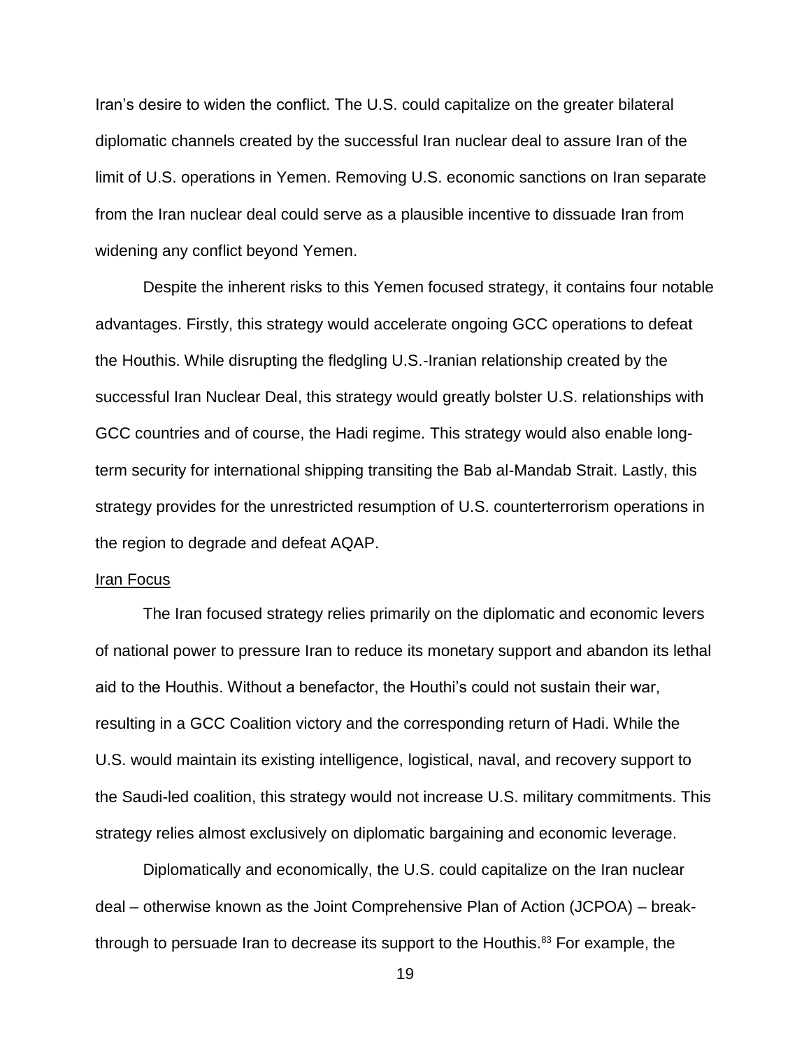Iran's desire to widen the conflict. The U.S. could capitalize on the greater bilateral diplomatic channels created by the successful Iran nuclear deal to assure Iran of the limit of U.S. operations in Yemen. Removing U.S. economic sanctions on Iran separate from the Iran nuclear deal could serve as a plausible incentive to dissuade Iran from widening any conflict beyond Yemen.

Despite the inherent risks to this Yemen focused strategy, it contains four notable advantages. Firstly, this strategy would accelerate ongoing GCC operations to defeat the Houthis. While disrupting the fledgling U.S.-Iranian relationship created by the successful Iran Nuclear Deal, this strategy would greatly bolster U.S. relationships with GCC countries and of course, the Hadi regime. This strategy would also enable long-term security for international shipping transiting the Bab al-Mandab Strait. Lastly, this strategy provides for the unrestricted resumption of U.S. counterterrorism operations in the region to degrade and defeat AQAP.

<u>Iran Focus</u>

The Iran focused strategy relies primarily on the diplomatic and economic levers of national power to pressure Iran to reduce its monetary support and abandon its lethal aid to the Houthis. Without a benefactor, the Houthi's could not sustain their war, resulting in a GCC Coalition victory and the corresponding return of Hadi. While the U.S. would maintain its existing intelligence, logistical, naval, and recovery support to the Saudi-led coalition, this strategy would not increase U.S. military commitments. This strategy relies almost exclusively on diplomatic bargaining and economic leverage.

Diplomatically and economically, the U.S. could capitalize on the Iran nuclear deal – otherwise known as the Joint Comprehensive Plan of Action (JCPOA) – break-through to persuade Iran to decrease its support to the Houthis.[83] For example, the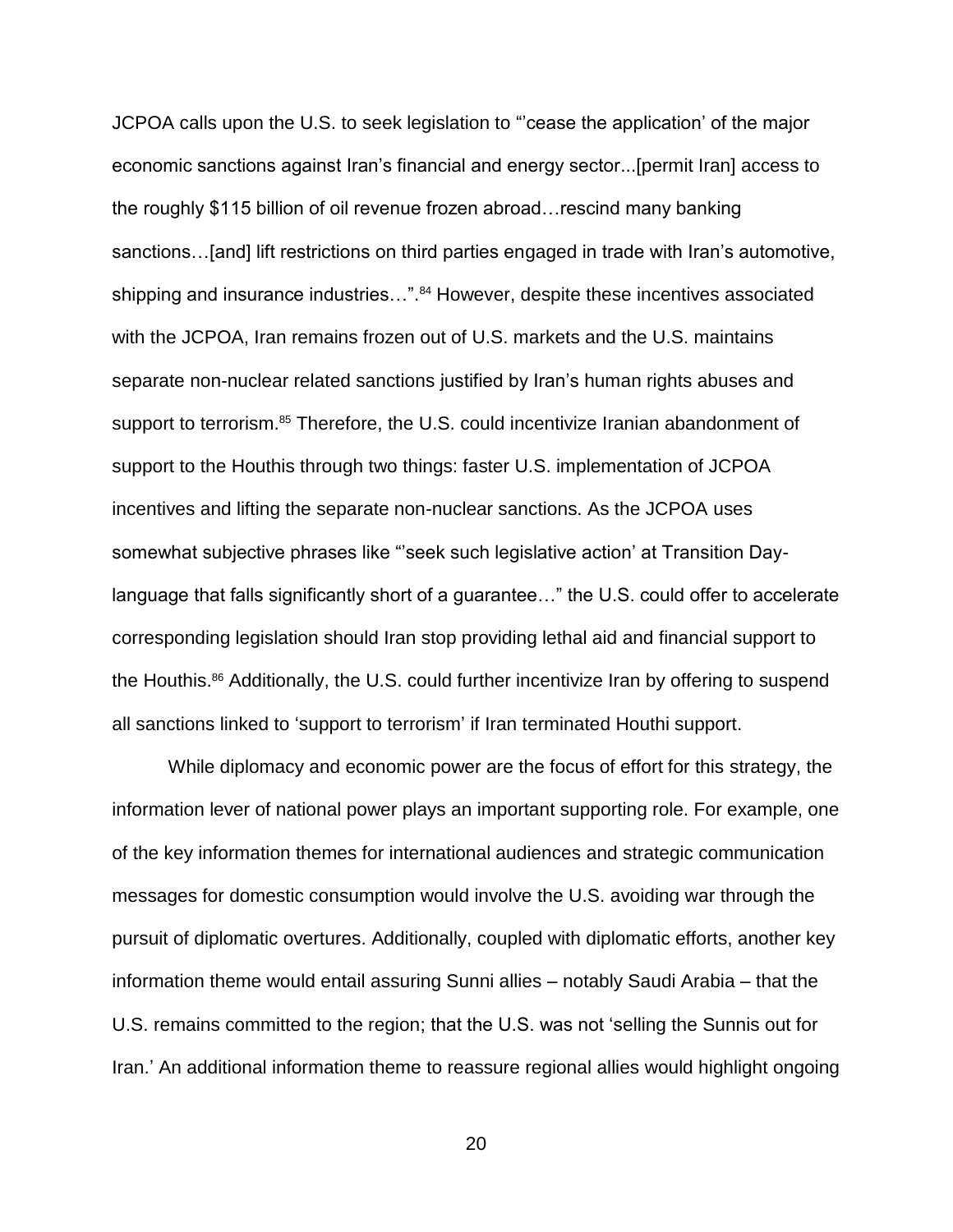JCPOA calls upon the U.S. to seek legislation to "'cease the application' of the major economic sanctions against Iran's financial and energy sector...[permit Iran] access to the roughly $115 billion of oil revenue frozen abroad…rescind many banking sanctions…[and] lift restrictions on third parties engaged in trade with Iran's automotive, shipping and insurance industries…".[84] However, despite these incentives associated with the JCPOA, Iran remains frozen out of U.S. markets and the U.S. maintains separate non-nuclear related sanctions justified by Iran's human rights abuses and support to terrorism.[85] Therefore, the U.S. could incentivize Iranian abandonment of support to the Houthis through two things: faster U.S. implementation of JCPOA incentives and lifting the separate non-nuclear sanctions. As the JCPOA uses somewhat subjective phrases like "'seek such legislative action' at Transition Day-language that falls significantly short of a guarantee…" the U.S. could offer to accelerate corresponding legislation should Iran stop providing lethal aid and financial support to the Houthis.[86] Additionally, the U.S. could further incentivize Iran by offering to suspend all sanctions linked to 'support to terrorism' if Iran terminated Houthi support.

While diplomacy and economic power are the focus of effort for this strategy, the information lever of national power plays an important supporting role. For example, one of the key information themes for international audiences and strategic communication messages for domestic consumption would involve the U.S. avoiding war through the pursuit of diplomatic overtures. Additionally, coupled with diplomatic efforts, another key information theme would entail assuring Sunni allies – notably Saudi Arabia – that the U.S. remains committed to the region; that the U.S. was not 'selling the Sunnis out for Iran.' An additional information theme to reassure regional allies would highlight ongoing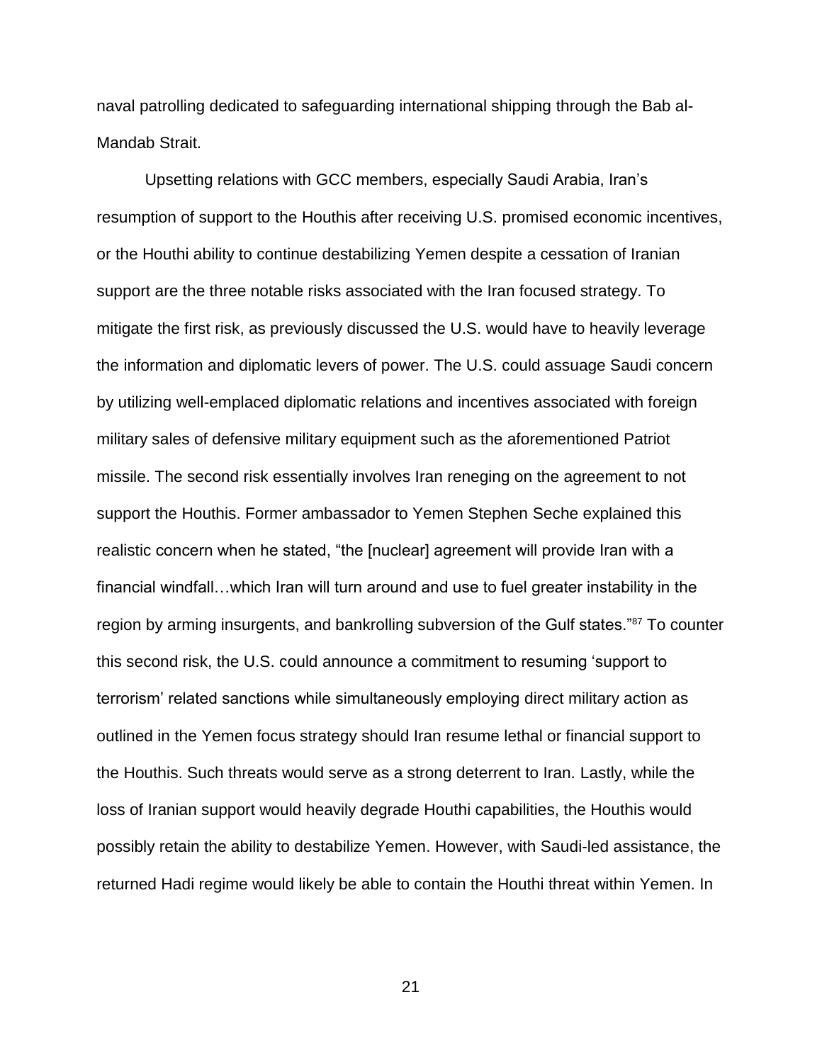naval patrolling dedicated to safeguarding international shipping through the Bab al-Mandab Strait.

Upsetting relations with GCC members, especially Saudi Arabia, Iran's resumption of support to the Houthis after receiving U.S. promised economic incentives, or the Houthi ability to continue destabilizing Yemen despite a cessation of Iranian support are the three notable risks associated with the Iran focused strategy. To mitigate the first risk, as previously discussed the U.S. would have to heavily leverage the information and diplomatic levers of power. The U.S. could assuage Saudi concern by utilizing well-emplaced diplomatic relations and incentives associated with foreign military sales of defensive military equipment such as the aforementioned Patriot missile. The second risk essentially involves Iran reneging on the agreement to not support the Houthis. Former ambassador to Yemen Stephen Seche explained this realistic concern when he stated, "the [nuclear] agreement will provide Iran with a financial windfall…which Iran will turn around and use to fuel greater instability in the region by arming insurgents, and bankrolling subversion of the Gulf states."[87] To counter this second risk, the U.S. could announce a commitment to resuming 'support to terrorism' related sanctions while simultaneously employing direct military action as outlined in the Yemen focus strategy should Iran resume lethal or financial support to the Houthis. Such threats would serve as a strong deterrent to Iran. Lastly, while the loss of Iranian support would heavily degrade Houthi capabilities, the Houthis would possibly retain the ability to destabilize Yemen. However, with Saudi-led assistance, the returned Hadi regime would likely be able to contain the Houthi threat within Yemen. In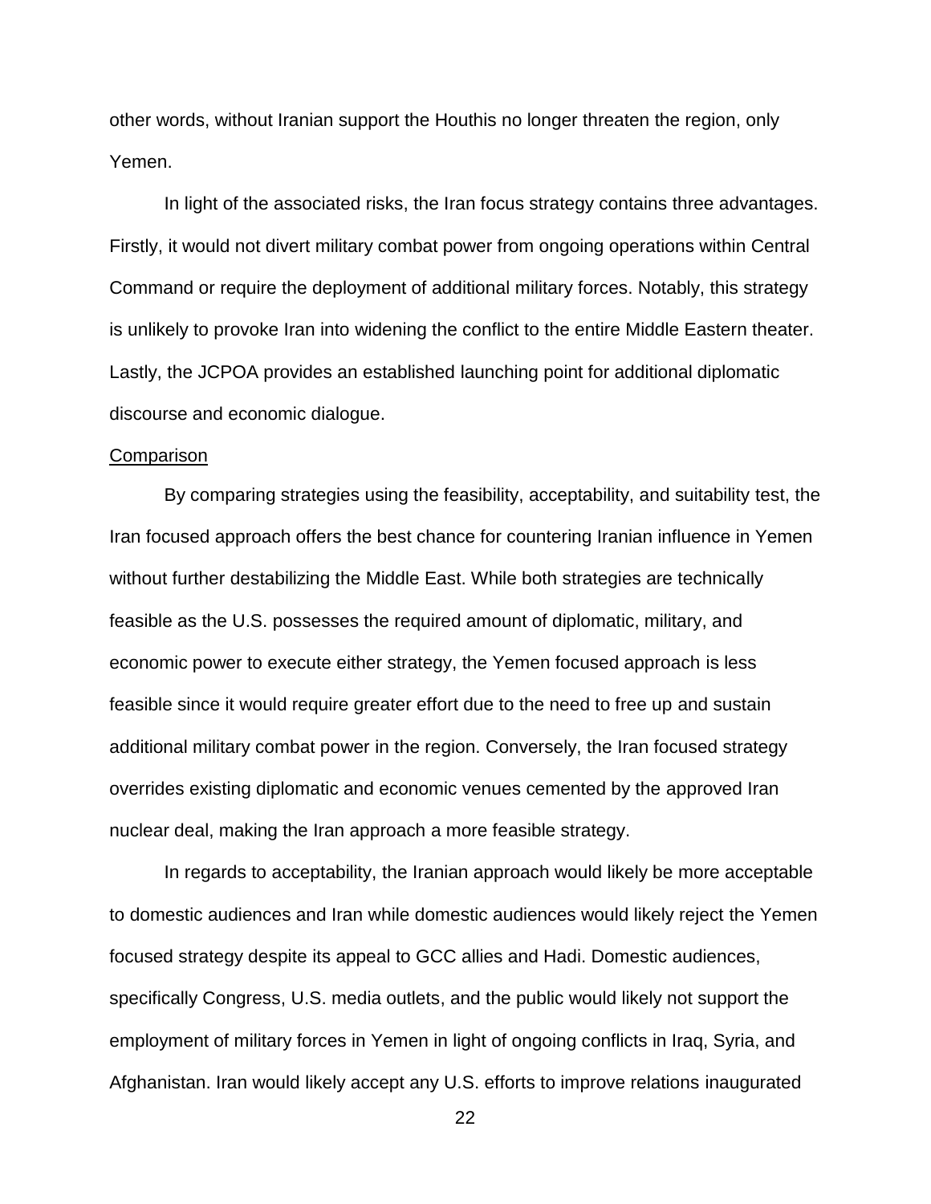other words, without Iranian support the Houthis no longer threaten the region, only Yemen.

In light of the associated risks, the Iran focus strategy contains three advantages. Firstly, it would not divert military combat power from ongoing operations within Central Command or require the deployment of additional military forces. Notably, this strategy is unlikely to provoke Iran into widening the conflict to the entire Middle Eastern theater. Lastly, the JCPOA provides an established launching point for additional diplomatic discourse and economic dialogue.

<u>Comparison</u>

By comparing strategies using the feasibility, acceptability, and suitability test, the Iran focused approach offers the best chance for countering Iranian influence in Yemen without further destabilizing the Middle East. While both strategies are technically feasible as the U.S. possesses the required amount of diplomatic, military, and economic power to execute either strategy, the Yemen focused approach is less feasible since it would require greater effort due to the need to free up and sustain additional military combat power in the region. Conversely, the Iran focused strategy overrides existing diplomatic and economic venues cemented by the approved Iran nuclear deal, making the Iran approach a more feasible strategy.

In regards to acceptability, the Iranian approach would likely be more acceptable to domestic audiences and Iran while domestic audiences would likely reject the Yemen focused strategy despite its appeal to GCC allies and Hadi. Domestic audiences, specifically Congress, U.S. media outlets, and the public would likely not support the employment of military forces in Yemen in light of ongoing conflicts in Iraq, Syria, and Afghanistan. Iran would likely accept any U.S. efforts to improve relations inaugurated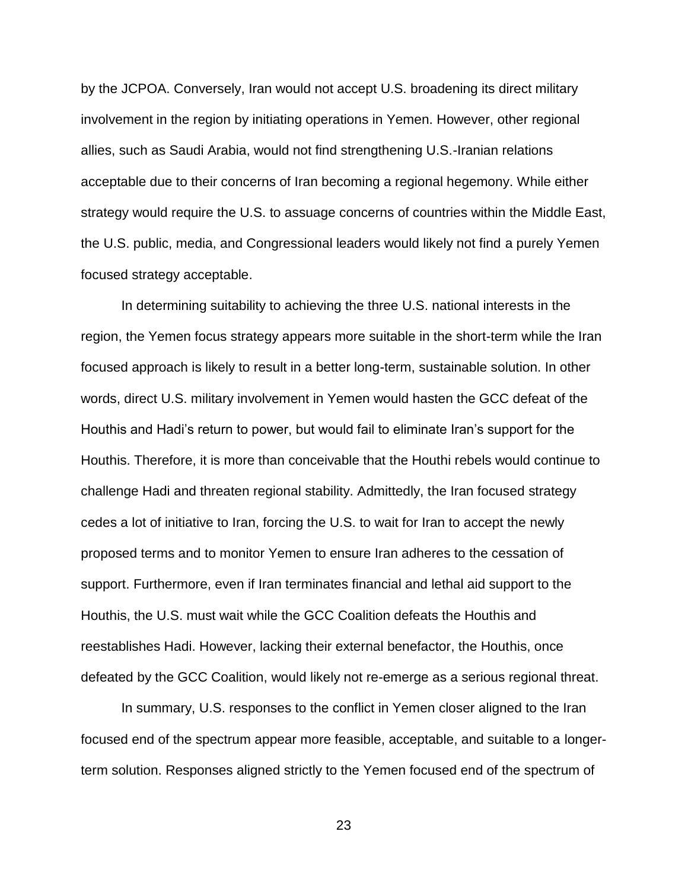by the JCPOA. Conversely, Iran would not accept U.S. broadening its direct military involvement in the region by initiating operations in Yemen. However, other regional allies, such as Saudi Arabia, would not find strengthening U.S.-Iranian relations acceptable due to their concerns of Iran becoming a regional hegemony. While either strategy would require the U.S. to assuage concerns of countries within the Middle East, the U.S. public, media, and Congressional leaders would likely not find a purely Yemen focused strategy acceptable.

In determining suitability to achieving the three U.S. national interests in the region, the Yemen focus strategy appears more suitable in the short-term while the Iran focused approach is likely to result in a better long-term, sustainable solution. In other words, direct U.S. military involvement in Yemen would hasten the GCC defeat of the Houthis and Hadi's return to power, but would fail to eliminate Iran's support for the Houthis. Therefore, it is more than conceivable that the Houthi rebels would continue to challenge Hadi and threaten regional stability. Admittedly, the Iran focused strategy cedes a lot of initiative to Iran, forcing the U.S. to wait for Iran to accept the newly proposed terms and to monitor Yemen to ensure Iran adheres to the cessation of support. Furthermore, even if Iran terminates financial and lethal aid support to the Houthis, the U.S. must wait while the GCC Coalition defeats the Houthis and reestablishes Hadi. However, lacking their external benefactor, the Houthis, once defeated by the GCC Coalition, would likely not re-emerge as a serious regional threat.

In summary, U.S. responses to the conflict in Yemen closer aligned to the Iran focused end of the spectrum appear more feasible, acceptable, and suitable to a longer-term solution. Responses aligned strictly to the Yemen focused end of the spectrum of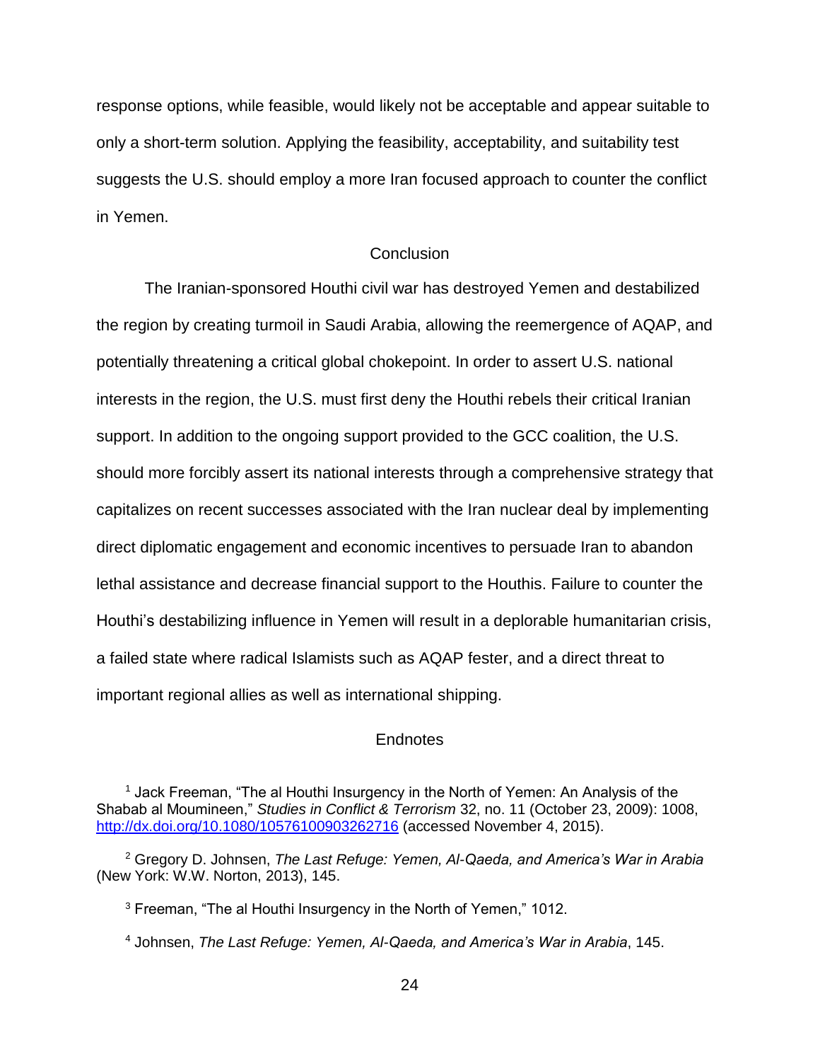response options, while feasible, would likely not be acceptable and appear suitable to only a short-term solution. Applying the feasibility, acceptability, and suitability test suggests the U.S. should employ a more Iran focused approach to counter the conflict in Yemen.

## Conclusion

The Iranian-sponsored Houthi civil war has destroyed Yemen and destabilized the region by creating turmoil in Saudi Arabia, allowing the reemergence of AQAP, and potentially threatening a critical global chokepoint. In order to assert U.S. national interests in the region, the U.S. must first deny the Houthi rebels their critical Iranian support. In addition to the ongoing support provided to the GCC coalition, the U.S. should more forcibly assert its national interests through a comprehensive strategy that capitalizes on recent successes associated with the Iran nuclear deal by implementing direct diplomatic engagement and economic incentives to persuade Iran to abandon lethal assistance and decrease financial support to the Houthis. Failure to counter the Houthi's destabilizing influence in Yemen will result in a deplorable humanitarian crisis, a failed state where radical Islamists such as AQAP fester, and a direct threat to important regional allies as well as international shipping.

## Endnotes

[1] Jack Freeman, "The al Houthi Insurgency in the North of Yemen: An Analysis of the Shabab al Moumineen," *Studies in Conflict & Terrorism* 32, no. 11 (October 23, 2009): 1008, http://dx.doi.org/10.1080/10576100903262716 (accessed November 4, 2015).

[2] Gregory D. Johnsen, *The Last Refuge: Yemen, Al-Qaeda, and America's War in Arabia* (New York: W.W. Norton, 2013), 145.

[3] Freeman, "The al Houthi Insurgency in the North of Yemen," 1012.

[4] Johnsen, *The Last Refuge: Yemen, Al-Qaeda, and America's War in Arabia*, 145.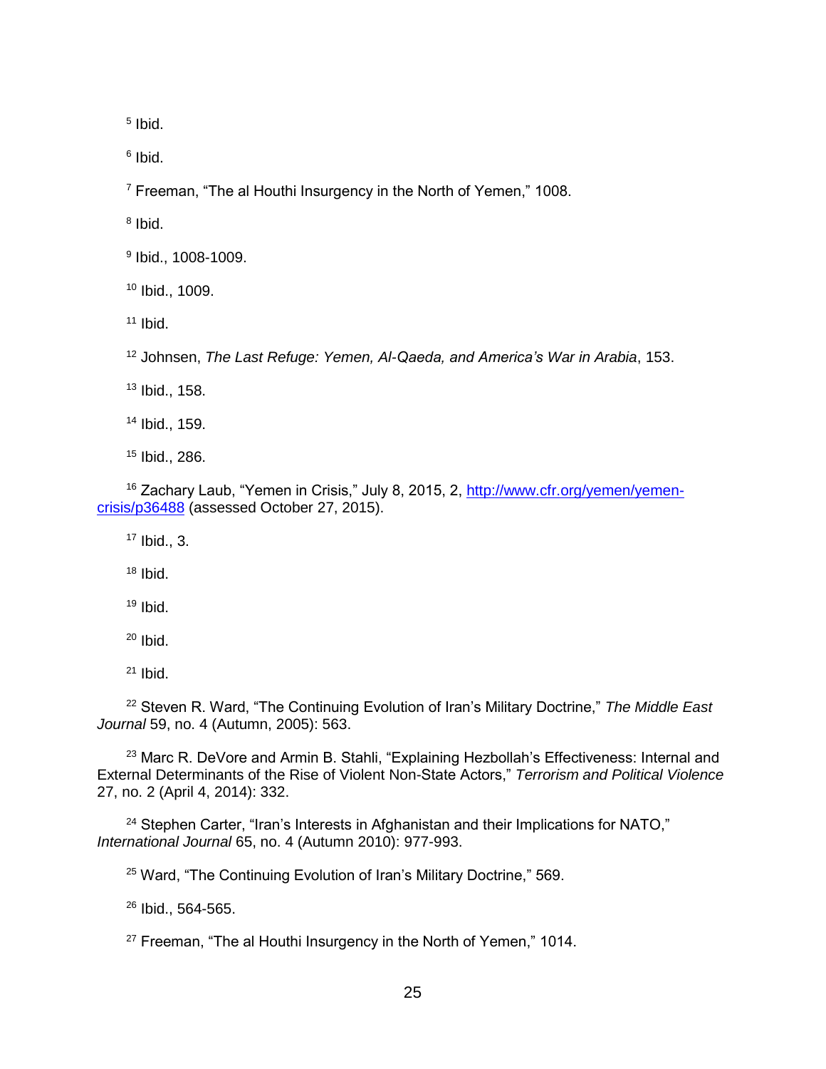[5] Ibid.

[6] Ibid.

[7] Freeman, “The al Houthi Insurgency in the North of Yemen,” 1008.

[8] Ibid.

[9] Ibid., 1008-1009.

[10] Ibid., 1009.

[11] Ibid.

[12] Johnsen, *The Last Refuge: Yemen, Al-Qaeda, and America’s War in Arabia*, 153.

[13] Ibid., 158.

[14] Ibid., 159.

[15] Ibid., 286.

[16] Zachary Laub, “Yemen in Crisis,” July 8, 2015, 2, http://www.cfr.org/yemen/yemen-crisis/p36488 (assessed October 27, 2015).

[17] Ibid., 3.

[18] Ibid.

[19] Ibid.

[20] Ibid.

[21] Ibid.

[22] Steven R. Ward, “The Continuing Evolution of Iran’s Military Doctrine,” *The Middle East Journal* 59, no. 4 (Autumn, 2005): 563.

[23] Marc R. DeVore and Armin B. Stahli, “Explaining Hezbollah’s Effectiveness: Internal and External Determinants of the Rise of Violent Non-State Actors,” *Terrorism and Political Violence* 27, no. 2 (April 4, 2014): 332.

[24] Stephen Carter, “Iran’s Interests in Afghanistan and their Implications for NATO,” *International Journal* 65, no. 4 (Autumn 2010): 977-993.

[25] Ward, “The Continuing Evolution of Iran’s Military Doctrine,” 569.

[26] Ibid., 564-565.

[27] Freeman, “The al Houthi Insurgency in the North of Yemen,” 1014.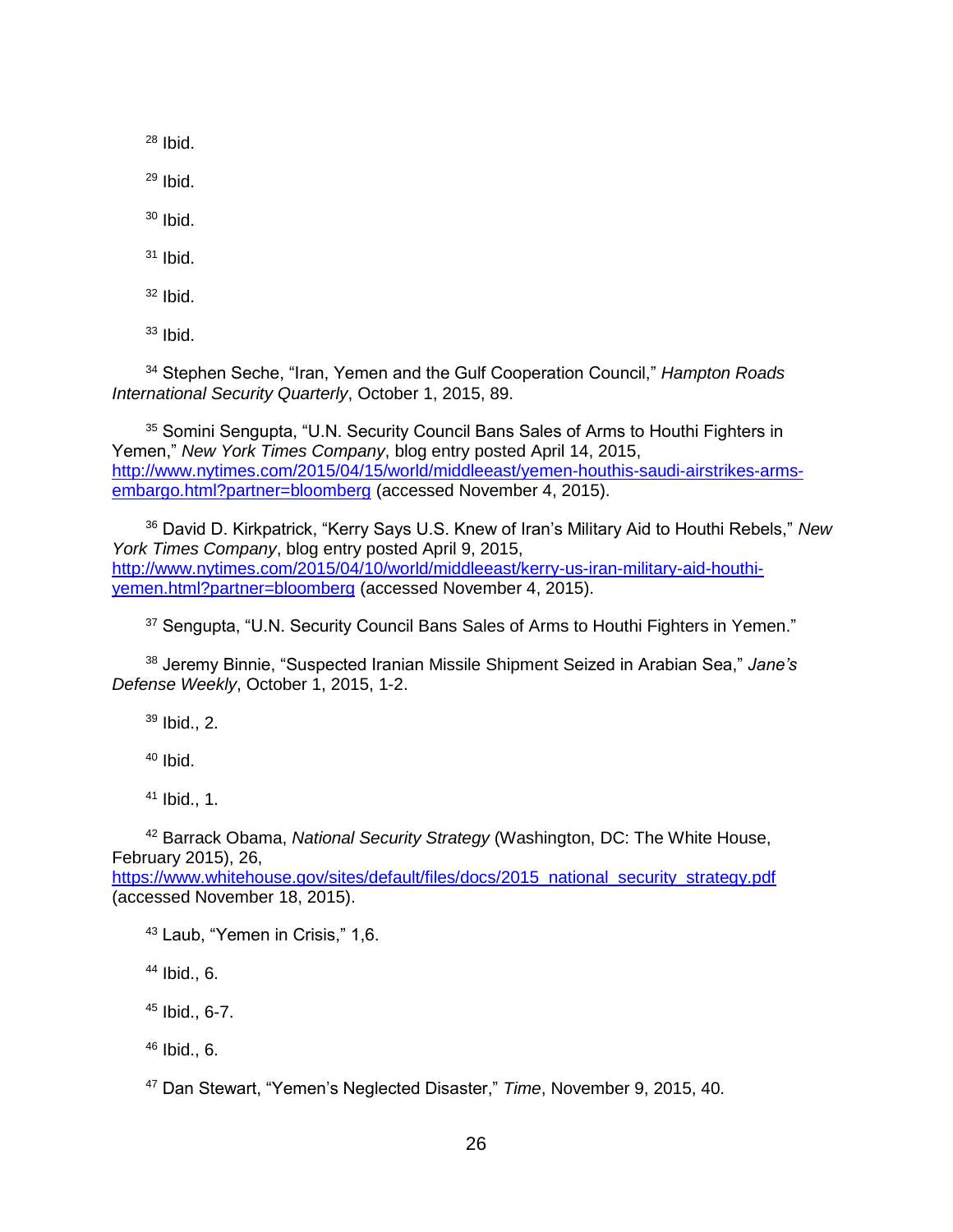[28] Ibid.

[29] Ibid.

[30] Ibid.

[31] Ibid.

[32] Ibid.

[33] Ibid.

[34] Stephen Seche, "Iran, Yemen and the Gulf Cooperation Council," *Hampton Roads International Security Quarterly*, October 1, 2015, 89.

[35] Somini Sengupta, "U.N. Security Council Bans Sales of Arms to Houthi Fighters in Yemen," *New York Times Company*, blog entry posted April 14, 2015, http://www.nytimes.com/2015/04/15/world/middleeast/yemen-houthis-saudi-airstrikes-arms-embargo.html?partner=bloomberg (accessed November 4, 2015).

[36] David D. Kirkpatrick, "Kerry Says U.S. Knew of Iran's Military Aid to Houthi Rebels," *New York Times Company*, blog entry posted April 9, 2015, http://www.nytimes.com/2015/04/10/world/middleeast/kerry-us-iran-military-aid-houthi-yemen.html?partner=bloomberg (accessed November 4, 2015).

[37] Sengupta, "U.N. Security Council Bans Sales of Arms to Houthi Fighters in Yemen."

[38] Jeremy Binnie, "Suspected Iranian Missile Shipment Seized in Arabian Sea," *Jane's Defense Weekly*, October 1, 2015, 1-2.

[39] Ibid., 2.

[40] Ibid.

[41] Ibid., 1.

[42] Barrack Obama, *National Security Strategy* (Washington, DC: The White House, February 2015), 26, https://www.whitehouse.gov/sites/default/files/docs/2015_national_security_strategy.pdf (accessed November 18, 2015).

[43] Laub, "Yemen in Crisis," 1,6.

[44] Ibid., 6.

[45] Ibid., 6-7.

[46] Ibid., 6.

[47] Dan Stewart, "Yemen's Neglected Disaster," *Time*, November 9, 2015, 40.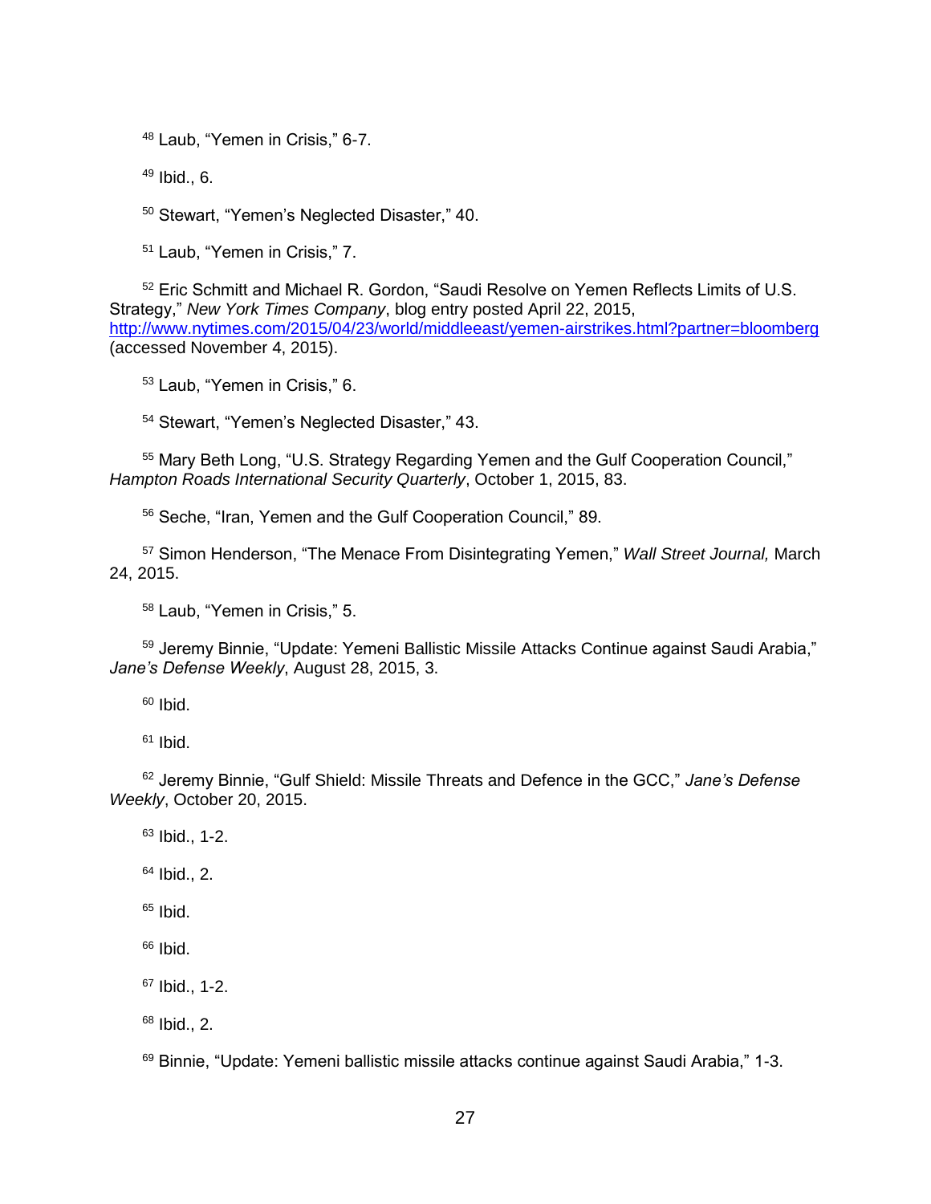[48] Laub, "Yemen in Crisis," 6-7.

[49] Ibid., 6.

[50] Stewart, "Yemen's Neglected Disaster," 40.

[51] Laub, "Yemen in Crisis," 7.

[52] Eric Schmitt and Michael R. Gordon, "Saudi Resolve on Yemen Reflects Limits of U.S. Strategy," *New York Times Company*, blog entry posted April 22, 2015, http://www.nytimes.com/2015/04/23/world/middleeast/yemen-airstrikes.html?partner=bloomberg (accessed November 4, 2015).

[53] Laub, "Yemen in Crisis," 6.

[54] Stewart, "Yemen's Neglected Disaster," 43.

[55] Mary Beth Long, "U.S. Strategy Regarding Yemen and the Gulf Cooperation Council," *Hampton Roads International Security Quarterly*, October 1, 2015, 83.

[56] Seche, "Iran, Yemen and the Gulf Cooperation Council," 89.

[57] Simon Henderson, "The Menace From Disintegrating Yemen," *Wall Street Journal,* March 24, 2015.

[58] Laub, "Yemen in Crisis," 5.

[59] Jeremy Binnie, "Update: Yemeni Ballistic Missile Attacks Continue against Saudi Arabia," *Jane's Defense Weekly*, August 28, 2015, 3.

[60] Ibid.

[61] Ibid.

[62] Jeremy Binnie, "Gulf Shield: Missile Threats and Defence in the GCC," *Jane's Defense Weekly*, October 20, 2015.

[63] Ibid., 1-2.

[64] Ibid., 2.

[65] Ibid.

[66] Ibid.

[67] Ibid., 1-2.

[68] Ibid., 2.

[69] Binnie, "Update: Yemeni ballistic missile attacks continue against Saudi Arabia," 1-3.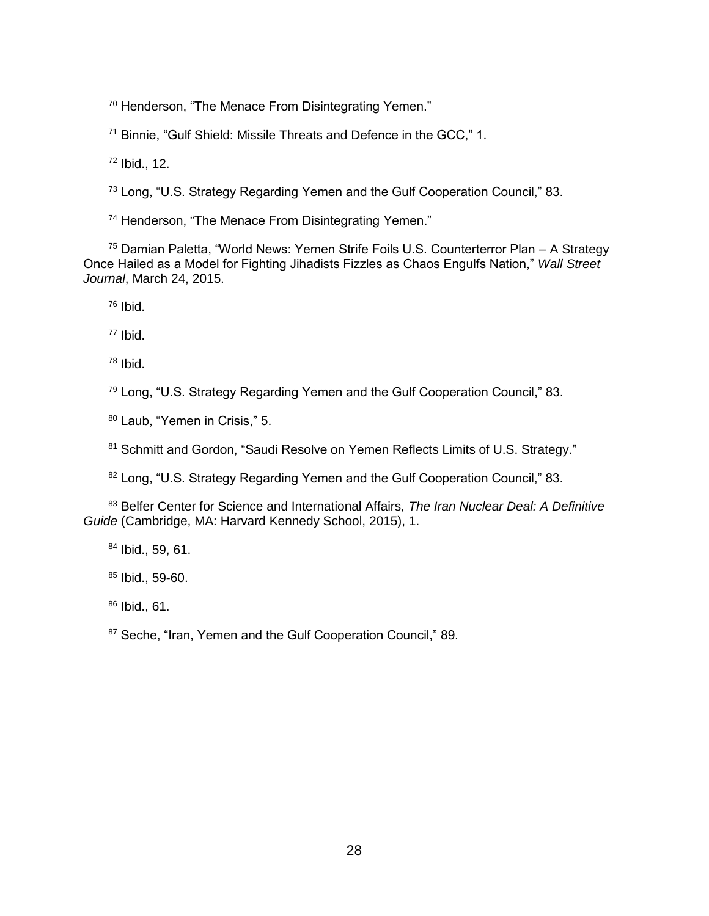[70] Henderson, "The Menace From Disintegrating Yemen."

[71] Binnie, "Gulf Shield: Missile Threats and Defence in the GCC," 1.

[72] Ibid., 12.

[73] Long, "U.S. Strategy Regarding Yemen and the Gulf Cooperation Council," 83.

[74] Henderson, "The Menace From Disintegrating Yemen."

[75] Damian Paletta, "World News: Yemen Strife Foils U.S. Counterterror Plan – A Strategy Once Hailed as a Model for Fighting Jihadists Fizzles as Chaos Engulfs Nation," *Wall Street Journal*, March 24, 2015.

[76] Ibid.

[77] Ibid.

[78] Ibid.

[79] Long, "U.S. Strategy Regarding Yemen and the Gulf Cooperation Council," 83.

[80] Laub, "Yemen in Crisis," 5.

[81] Schmitt and Gordon, "Saudi Resolve on Yemen Reflects Limits of U.S. Strategy."

[82] Long, "U.S. Strategy Regarding Yemen and the Gulf Cooperation Council," 83.

[83] Belfer Center for Science and International Affairs, *The Iran Nuclear Deal: A Definitive Guide* (Cambridge, MA: Harvard Kennedy School, 2015), 1.

[84] Ibid., 59, 61.

[85] Ibid., 59-60.

[86] Ibid., 61.

[87] Seche, "Iran, Yemen and the Gulf Cooperation Council," 89.